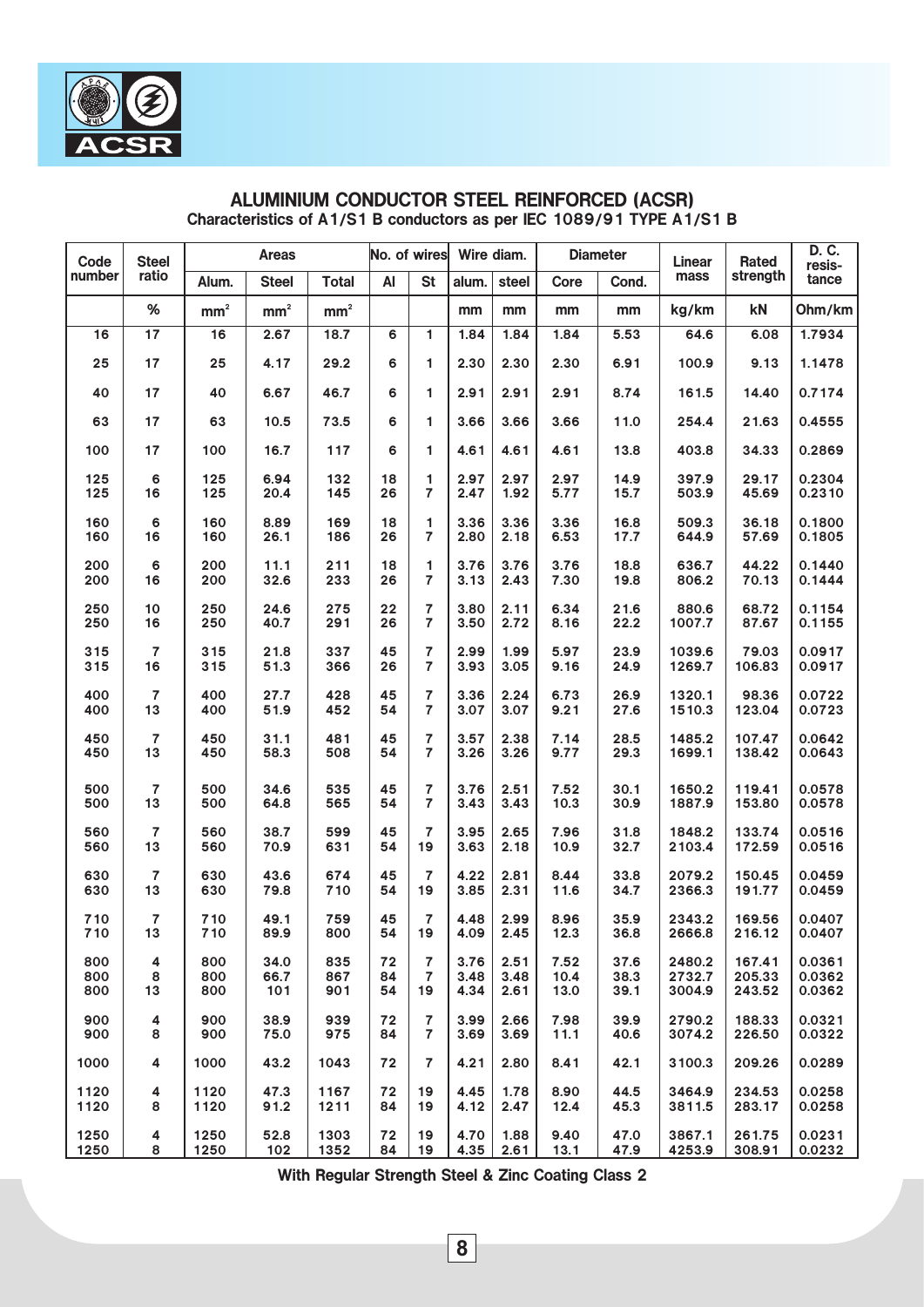ACSR

## ALUMINIUM CONDUCTOR STEEL REINFORCED (ACSR)

### Characteristics of A1/S1 B conductors as per IEC 1089/91 TYPE A1/S1 B

| Code number | Steel ratio | Areas | | | No. of wires | | Wire diam. | | Diameter | | Linear mass | Rated strength | D. C. resis-tance |
|---|---|---|---|---|---|---|---|---|---|---|---|---|---|
| | | Alum. | Steel | Total | Al | St | alum. | steel | Core | Cond. | | | |
| | % | mm² | mm² | mm² | | | mm | mm | mm | mm | kg/km | kN | Ohm/km |
| 16 | 17 | 16 | 2.67 | 18.7 | 6 | 1 | 1.84 | 1.84 | 1.84 | 5.53 | 64.6 | 6.08 | 1.7934 |
| 25 | 17 | 25 | 4.17 | 29.2 | 6 | 1 | 2.30 | 2.30 | 2.30 | 6.91 | 100.9 | 9.13 | 1.1478 |
| 40 | 17 | 40 | 6.67 | 46.7 | 6 | 1 | 2.91 | 2.91 | 2.91 | 8.74 | 161.5 | 14.40 | 0.7174 |
| 63 | 17 | 63 | 10.5 | 73.5 | 6 | 1 | 3.66 | 3.66 | 3.66 | 11.0 | 254.4 | 21.63 | 0.4555 |
| 100 | 17 | 100 | 16.7 | 117 | 6 | 1 | 4.61 | 4.61 | 4.61 | 13.8 | 403.8 | 34.33 | 0.2869 |
| 125 | 6 | 125 | 6.94 | 132 | 18 | 1 | 2.97 | 2.97 | 2.97 | 14.9 | 397.9 | 29.17 | 0.2304 |
| 125 | 16 | 125 | 20.4 | 145 | 26 | 7 | 2.47 | 1.92 | 5.77 | 15.7 | 503.9 | 45.69 | 0.2310 |
| 160 | 6 | 160 | 8.89 | 169 | 18 | 1 | 3.36 | 3.36 | 3.36 | 16.8 | 509.3 | 36.18 | 0.1800 |
| 160 | 16 | 160 | 26.1 | 186 | 26 | 7 | 2.80 | 2.18 | 6.53 | 17.7 | 644.9 | 57.69 | 0.1805 |
| 200 | 6 | 200 | 11.1 | 211 | 18 | 1 | 3.76 | 3.76 | 3.76 | 18.8 | 636.7 | 44.22 | 0.1440 |
| 200 | 16 | 200 | 32.6 | 233 | 26 | 7 | 3.13 | 2.43 | 7.30 | 19.8 | 806.2 | 70.13 | 0.1444 |
| 250 | 10 | 250 | 24.6 | 275 | 22 | 7 | 3.80 | 2.11 | 6.34 | 21.6 | 880.6 | 68.72 | 0.1154 |
| 250 | 16 | 250 | 40.7 | 291 | 26 | 7 | 3.50 | 2.72 | 8.16 | 22.2 | 1007.7 | 87.67 | 0.1155 |
| 315 | 7 | 315 | 21.8 | 337 | 45 | 7 | 2.99 | 1.99 | 5.97 | 23.9 | 1039.6 | 79.03 | 0.0917 |
| 315 | 16 | 315 | 51.3 | 366 | 26 | 7 | 3.93 | 3.05 | 9.16 | 24.9 | 1269.7 | 106.83 | 0.0917 |
| 400 | 7 | 400 | 27.7 | 428 | 45 | 7 | 3.36 | 2.24 | 6.73 | 26.9 | 1320.1 | 98.36 | 0.0722 |
| 400 | 13 | 400 | 51.9 | 452 | 54 | 7 | 3.07 | 3.07 | 9.21 | 27.6 | 1510.3 | 123.04 | 0.0723 |
| 450 | 7 | 450 | 31.1 | 481 | 45 | 7 | 3.57 | 2.38 | 7.14 | 28.5 | 1485.2 | 107.47 | 0.0642 |
| 450 | 13 | 450 | 58.3 | 508 | 54 | 7 | 3.26 | 3.26 | 9.77 | 29.3 | 1699.1 | 138.42 | 0.0643 |
| 500 | 7 | 500 | 34.6 | 535 | 45 | 7 | 3.76 | 2.51 | 7.52 | 30.1 | 1650.2 | 119.41 | 0.0578 |
| 500 | 13 | 500 | 64.8 | 565 | 54 | 7 | 3.43 | 3.43 | 10.3 | 30.9 | 1887.9 | 153.80 | 0.0578 |
| 560 | 7 | 560 | 38.7 | 599 | 45 | 7 | 3.95 | 2.65 | 7.96 | 31.8 | 1848.2 | 133.74 | 0.0516 |
| 560 | 13 | 560 | 70.9 | 631 | 54 | 19 | 3.63 | 2.18 | 10.9 | 32.7 | 2103.4 | 172.59 | 0.0516 |
| 630 | 7 | 630 | 43.6 | 674 | 45 | 7 | 4.22 | 2.81 | 8.44 | 33.8 | 2079.2 | 150.45 | 0.0459 |
| 630 | 13 | 630 | 79.8 | 710 | 54 | 19 | 3.85 | 2.31 | 11.6 | 34.7 | 2366.3 | 191.77 | 0.0459 |
| 710 | 7 | 710 | 49.1 | 759 | 45 | 7 | 4.48 | 2.99 | 8.96 | 35.9 | 2343.2 | 169.56 | 0.0407 |
| 710 | 13 | 710 | 89.9 | 800 | 54 | 19 | 4.09 | 2.45 | 12.3 | 36.8 | 2666.8 | 216.12 | 0.0407 |
| 800 | 4 | 800 | 34.0 | 835 | 72 | 7 | 3.76 | 2.51 | 7.52 | 37.6 | 2480.2 | 167.41 | 0.0361 |
| 800 | 8 | 800 | 66.7 | 867 | 84 | 7 | 3.48 | 3.48 | 10.4 | 38.3 | 2732.7 | 205.33 | 0.0362 |
| 800 | 13 | 800 | 101 | 901 | 54 | 19 | 4.34 | 2.61 | 13.0 | 39.1 | 3004.9 | 243.52 | 0.0362 |
| 900 | 4 | 900 | 38.9 | 939 | 72 | 7 | 3.99 | 2.66 | 7.98 | 39.9 | 2790.2 | 188.33 | 0.0321 |
| 900 | 8 | 900 | 75.0 | 975 | 84 | 7 | 3.69 | 3.69 | 11.1 | 40.6 | 3074.2 | 226.50 | 0.0322 |
| 1000 | 4 | 1000 | 43.2 | 1043 | 72 | 7 | 4.21 | 2.80 | 8.41 | 42.1 | 3100.3 | 209.26 | 0.0289 |
| 1120 | 4 | 1120 | 47.3 | 1167 | 72 | 19 | 4.45 | 1.78 | 8.90 | 44.5 | 3464.9 | 234.53 | 0.0258 |
| 1120 | 8 | 1120 | 91.2 | 1211 | 84 | 19 | 4.12 | 2.47 | 12.4 | 45.3 | 3811.5 | 283.17 | 0.0258 |
| 1250 | 4 | 1250 | 52.8 | 1303 | 72 | 19 | 4.70 | 1.88 | 9.40 | 47.0 | 3867.1 | 261.75 | 0.0231 |
| 1250 | 8 | 1250 | 102 | 1352 | 84 | 19 | 4.35 | 2.61 | 13.1 | 47.9 | 4253.9 | 308.91 | 0.0232 |

**With Regular Strength Steel & Zinc Coating Class 2**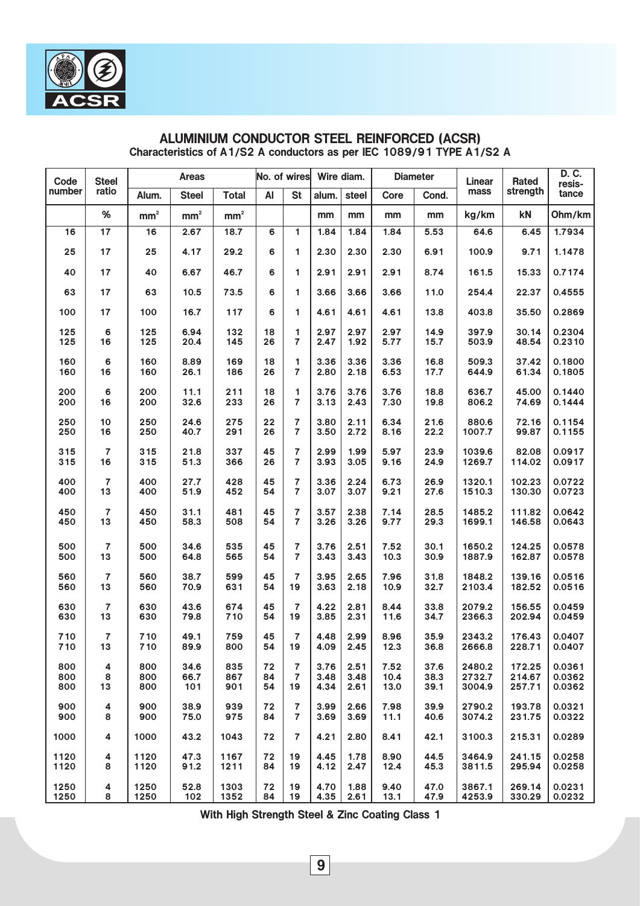ACSR

## ALUMINIUM CONDUCTOR STEEL REINFORCED (ACSR)

**Characteristics of A1/S2 A conductors as per IEC 1089/91 TYPE A1/S2 A**

| Code number | Steel ratio | Areas | | | No. of wires | | Wire diam. | | Diameter | | Linear mass | Rated strength | D. C. resis-tance |
|---|---|---|---|---|---|---|---|---|---|---|---|---|---|
| | | Alum. | Steel | Total | Al | St | alum. | steel | Core | Cond. | | | |
| | % | mm² | mm² | mm² | | | mm | mm | mm | mm | kg/km | kN | Ohm/km |
| 16 | 17 | 16 | 2.67 | 18.7 | 6 | 1 | 1.84 | 1.84 | 1.84 | 5.53 | 64.6 | 6.45 | 1.7934 |
| 25 | 17 | 25 | 4.17 | 29.2 | 6 | 1 | 2.30 | 2.30 | 2.30 | 6.91 | 100.9 | 9.71 | 1.1478 |
| 40 | 17 | 40 | 6.67 | 46.7 | 6 | 1 | 2.91 | 2.91 | 2.91 | 8.74 | 161.5 | 15.33 | 0.7174 |
| 63 | 17 | 63 | 10.5 | 73.5 | 6 | 1 | 3.66 | 3.66 | 3.66 | 11.0 | 254.4 | 22.37 | 0.4555 |
| 100 | 17 | 100 | 16.7 | 117 | 6 | 1 | 4.61 | 4.61 | 4.61 | 13.8 | 403.8 | 35.50 | 0.2869 |
| 125 | 6 | 125 | 6.94 | 132 | 18 | 1 | 2.97 | 2.97 | 2.97 | 14.9 | 397.9 | 30.14 | 0.2304 |
| 125 | 16 | 125 | 20.4 | 145 | 26 | 7 | 2.47 | 1.92 | 5.77 | 15.7 | 503.9 | 48.54 | 0.2310 |
| 160 | 6 | 160 | 8.89 | 169 | 18 | 1 | 3.36 | 3.36 | 3.36 | 16.8 | 509.3 | 37.42 | 0.1800 |
| 160 | 16 | 160 | 26.1 | 186 | 26 | 7 | 2.80 | 2.18 | 6.53 | 17.7 | 644.9 | 61.34 | 0.1805 |
| 200 | 6 | 200 | 11.1 | 211 | 18 | 1 | 3.76 | 3.76 | 3.76 | 18.8 | 636.7 | 45.00 | 0.1440 |
| 200 | 16 | 200 | 32.6 | 233 | 26 | 7 | 3.13 | 2.43 | 7.30 | 19.8 | 806.2 | 74.69 | 0.1444 |
| 250 | 10 | 250 | 24.6 | 275 | 22 | 7 | 3.80 | 2.11 | 6.34 | 21.6 | 880.6 | 72.16 | 0.1154 |
| 250 | 16 | 250 | 40.7 | 291 | 26 | 7 | 3.50 | 2.72 | 8.16 | 22.2 | 1007.7 | 99.87 | 0.1155 |
| 315 | 7 | 315 | 21.8 | 337 | 45 | 7 | 2.99 | 1.99 | 5.97 | 23.9 | 1039.6 | 82.08 | 0.0917 |
| 315 | 16 | 315 | 51.3 | 366 | 26 | 7 | 3.93 | 3.05 | 9.16 | 24.9 | 1269.7 | 114.02 | 0.0917 |
| 400 | 7 | 400 | 27.7 | 428 | 45 | 7 | 3.36 | 2.24 | 6.73 | 26.9 | 1320.1 | 102.23 | 0.0722 |
| 400 | 13 | 400 | 51.9 | 452 | 54 | 7 | 3.07 | 3.07 | 9.21 | 27.6 | 1510.3 | 130.30 | 0.0723 |
| 450 | 7 | 450 | 31.1 | 481 | 45 | 7 | 3.57 | 2.38 | 7.14 | 28.5 | 1485.2 | 111.82 | 0.0642 |
| 450 | 13 | 450 | 58.3 | 508 | 54 | 7 | 3.26 | 3.26 | 9.77 | 29.3 | 1699.1 | 146.58 | 0.0643 |
| 500 | 7 | 500 | 34.6 | 535 | 45 | 7 | 3.76 | 2.51 | 7.52 | 30.1 | 1650.2 | 124.25 | 0.0578 |
| 500 | 13 | 500 | 64.8 | 565 | 54 | 7 | 3.43 | 3.43 | 10.3 | 30.9 | 1887.9 | 162.87 | 0.0578 |
| 560 | 7 | 560 | 38.7 | 599 | 45 | 7 | 3.95 | 2.65 | 7.96 | 31.8 | 1848.2 | 139.16 | 0.0516 |
| 560 | 13 | 560 | 70.9 | 631 | 54 | 19 | 3.63 | 2.18 | 10.9 | 32.7 | 2103.4 | 182.52 | 0.0516 |
| 630 | 7 | 630 | 43.6 | 674 | 45 | 7 | 4.22 | 2.81 | 8.44 | 33.8 | 2079.2 | 156.55 | 0.0459 |
| 630 | 13 | 630 | 79.8 | 710 | 54 | 19 | 3.85 | 2.31 | 11.6 | 34.7 | 2366.3 | 202.94 | 0.0459 |
| 710 | 7 | 710 | 49.1 | 759 | 45 | 7 | 4.48 | 2.99 | 8.96 | 35.9 | 2343.2 | 176.43 | 0.0407 |
| 710 | 13 | 710 | 89.9 | 800 | 54 | 19 | 4.09 | 2.45 | 12.3 | 36.8 | 2666.8 | 228.71 | 0.0407 |
| 800 | 4 | 800 | 34.6 | 835 | 72 | 7 | 3.76 | 2.51 | 7.52 | 37.6 | 2480.2 | 172.25 | 0.0361 |
| 800 | 8 | 800 | 66.7 | 867 | 84 | 7 | 3.48 | 3.48 | 10.4 | 38.3 | 2732.7 | 214.67 | 0.0362 |
| 800 | 13 | 800 | 101 | 901 | 54 | 19 | 4.34 | 2.61 | 13.0 | 39.1 | 3004.9 | 257.71 | 0.0362 |
| 900 | 4 | 900 | 38.9 | 939 | 72 | 7 | 3.99 | 2.66 | 7.98 | 39.9 | 2790.2 | 193.78 | 0.0321 |
| 900 | 8 | 900 | 75.0 | 975 | 84 | 7 | 3.69 | 3.69 | 11.1 | 40.6 | 3074.2 | 231.75 | 0.0322 |
| 1000 | 4 | 1000 | 43.2 | 1043 | 72 | 7 | 4.21 | 2.80 | 8.41 | 42.1 | 3100.3 | 215.31 | 0.0289 |
| 1120 | 4 | 1120 | 47.3 | 1167 | 72 | 19 | 4.45 | 1.78 | 8.90 | 44.5 | 3464.9 | 241.15 | 0.0258 |
| 1120 | 8 | 1120 | 91.2 | 1211 | 84 | 19 | 4.12 | 2.47 | 12.4 | 45.3 | 3811.5 | 295.94 | 0.0258 |
| 1250 | 4 | 1250 | 52.8 | 1303 | 72 | 19 | 4.70 | 1.88 | 9.40 | 47.0 | 3867.1 | 269.14 | 0.0231 |
| 1250 | 8 | 1250 | 102 | 1352 | 84 | 19 | 4.35 | 2.61 | 13.1 | 47.9 | 4253.9 | 330.29 | 0.0232 |

**With High Strength Steel & Zinc Coating Class 1**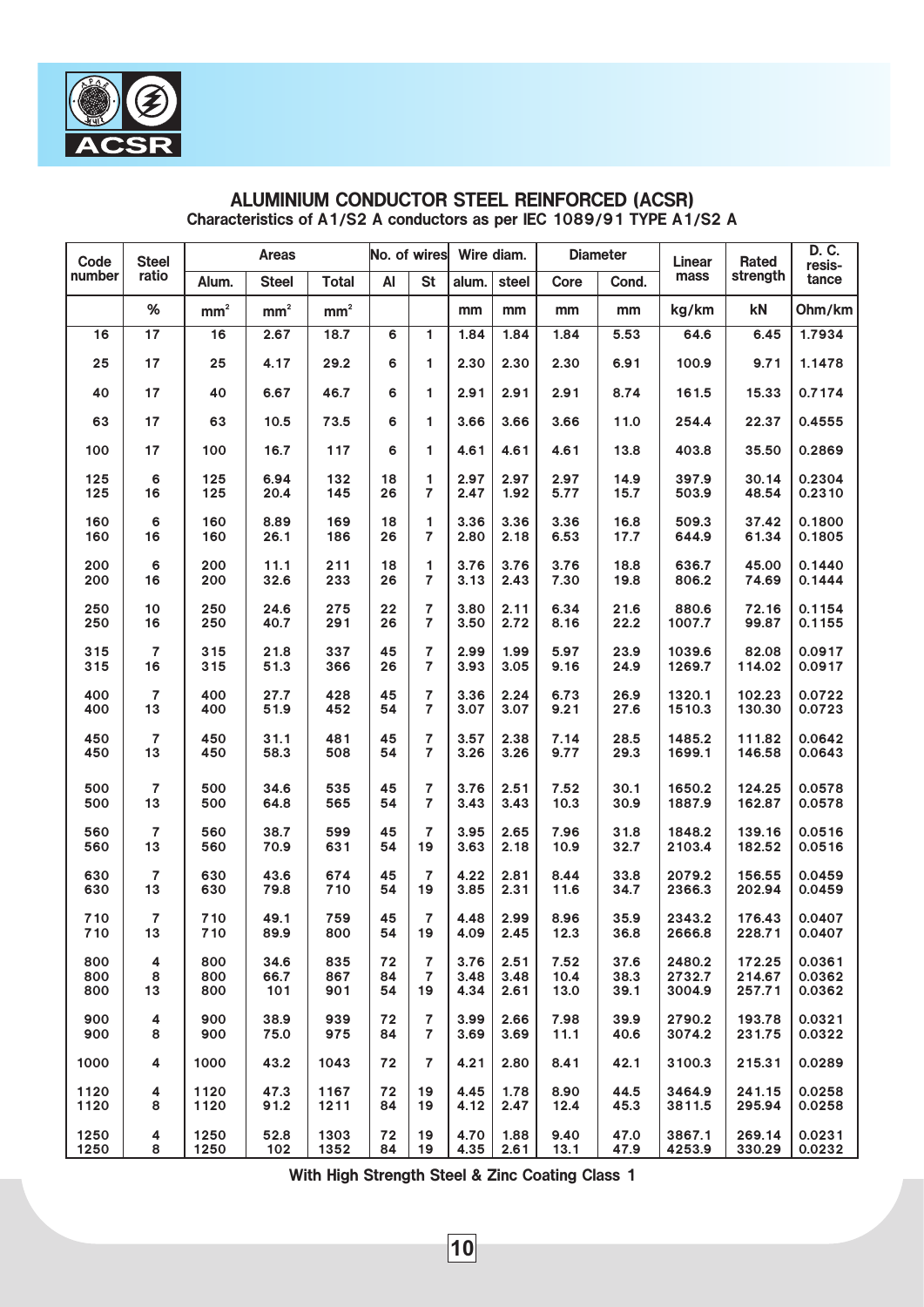ACSR

# ALUMINIUM CONDUCTOR STEEL REINFORCED (ACSR)

**Characteristics of A1/S2 A conductors as per IEC 1089/91 TYPE A1/S2 A**

| Code number | Steel ratio | Areas | | | No. of wires | | Wire diam. | | Diameter | | Linear mass | Rated strength | D. C. resis-tance |
|---|---|---|---|---|---|---|---|---|---|---|---|---|---|
| | | Alum. | Steel | Total | Al | St | alum. | steel | Core | Cond. | | | |
| | % | $mm^2$ | $mm^2$ | $mm^2$ | | | mm | mm | mm | mm | kg/km | kN | Ohm/km |
| 16 | 17 | 16 | 2.67 | 18.7 | 6 | 1 | 1.84 | 1.84 | 1.84 | 5.53 | 64.6 | 6.45 | 1.7934 |
| 25 | 17 | 25 | 4.17 | 29.2 | 6 | 1 | 2.30 | 2.30 | 2.30 | 6.91 | 100.9 | 9.71 | 1.1478 |
| 40 | 17 | 40 | 6.67 | 46.7 | 6 | 1 | 2.91 | 2.91 | 2.91 | 8.74 | 161.5 | 15.33 | 0.7174 |
| 63 | 17 | 63 | 10.5 | 73.5 | 6 | 1 | 3.66 | 3.66 | 3.66 | 11.0 | 254.4 | 22.37 | 0.4555 |
| 100 | 17 | 100 | 16.7 | 117 | 6 | 1 | 4.61 | 4.61 | 4.61 | 13.8 | 403.8 | 35.50 | 0.2869 |
| 125 | 6 | 125 | 6.94 | 132 | 18 | 1 | 2.97 | 2.97 | 2.97 | 14.9 | 397.9 | 30.14 | 0.2304 |
| 125 | 16 | 125 | 20.4 | 145 | 26 | 7 | 2.47 | 1.92 | 5.77 | 15.7 | 503.9 | 48.54 | 0.2310 |
| 160 | 6 | 160 | 8.89 | 169 | 18 | 1 | 3.36 | 3.36 | 3.36 | 16.8 | 509.3 | 37.42 | 0.1800 |
| 160 | 16 | 160 | 26.1 | 186 | 26 | 7 | 2.80 | 2.18 | 6.53 | 17.7 | 644.9 | 61.34 | 0.1805 |
| 200 | 6 | 200 | 11.1 | 211 | 18 | 1 | 3.76 | 3.76 | 3.76 | 18.8 | 636.7 | 45.00 | 0.1440 |
| 200 | 16 | 200 | 32.6 | 233 | 26 | 7 | 3.13 | 2.43 | 7.30 | 19.8 | 806.2 | 74.69 | 0.1444 |
| 250 | 10 | 250 | 24.6 | 275 | 22 | 7 | 3.80 | 2.11 | 6.34 | 21.6 | 880.6 | 72.16 | 0.1154 |
| 250 | 16 | 250 | 40.7 | 291 | 26 | 7 | 3.50 | 2.72 | 8.16 | 22.2 | 1007.7 | 99.87 | 0.1155 |
| 315 | 7 | 315 | 21.8 | 337 | 45 | 7 | 2.99 | 1.99 | 5.97 | 23.9 | 1039.6 | 82.08 | 0.0917 |
| 315 | 16 | 315 | 51.3 | 366 | 26 | 7 | 3.93 | 3.05 | 9.16 | 24.9 | 1269.7 | 114.02 | 0.0917 |
| 400 | 7 | 400 | 27.7 | 428 | 45 | 7 | 3.36 | 2.24 | 6.73 | 26.9 | 1320.1 | 102.23 | 0.0722 |
| 400 | 13 | 400 | 51.9 | 452 | 54 | 7 | 3.07 | 3.07 | 9.21 | 27.6 | 1510.3 | 130.30 | 0.0723 |
| 450 | 7 | 450 | 31.1 | 481 | 45 | 7 | 3.57 | 2.38 | 7.14 | 28.5 | 1485.2 | 111.82 | 0.0642 |
| 450 | 13 | 450 | 58.3 | 508 | 54 | 7 | 3.26 | 3.26 | 9.77 | 29.3 | 1699.1 | 146.58 | 0.0643 |
| 500 | 7 | 500 | 34.6 | 535 | 45 | 7 | 3.76 | 2.51 | 7.52 | 30.1 | 1650.2 | 124.25 | 0.0578 |
| 500 | 13 | 500 | 64.8 | 565 | 54 | 7 | 3.43 | 3.43 | 10.3 | 30.9 | 1887.9 | 162.87 | 0.0578 |
| 560 | 7 | 560 | 38.7 | 599 | 45 | 7 | 3.95 | 2.65 | 7.96 | 31.8 | 1848.2 | 139.16 | 0.0516 |
| 560 | 13 | 560 | 70.9 | 631 | 54 | 19 | 3.63 | 2.18 | 10.9 | 32.7 | 2103.4 | 182.52 | 0.0516 |
| 630 | 7 | 630 | 43.6 | 674 | 45 | 7 | 4.22 | 2.81 | 8.44 | 33.8 | 2079.2 | 156.55 | 0.0459 |
| 630 | 13 | 630 | 79.8 | 710 | 54 | 19 | 3.85 | 2.31 | 11.6 | 34.7 | 2366.3 | 202.94 | 0.0459 |
| 710 | 7 | 710 | 49.1 | 759 | 45 | 7 | 4.48 | 2.99 | 8.96 | 35.9 | 2343.2 | 176.43 | 0.0407 |
| 710 | 13 | 710 | 89.9 | 800 | 54 | 19 | 4.09 | 2.45 | 12.3 | 36.8 | 2666.8 | 228.71 | 0.0407 |
| 800 | 4 | 800 | 34.6 | 835 | 72 | 7 | 3.76 | 2.51 | 7.52 | 37.6 | 2480.2 | 172.25 | 0.0361 |
| 800 | 8 | 800 | 66.7 | 867 | 84 | 7 | 3.48 | 3.48 | 10.4 | 38.3 | 2732.7 | 214.67 | 0.0362 |
| 800 | 13 | 800 | 101 | 901 | 54 | 19 | 4.34 | 2.61 | 13.0 | 39.1 | 3004.9 | 257.71 | 0.0362 |
| 900 | 4 | 900 | 38.9 | 939 | 72 | 7 | 3.99 | 2.66 | 7.98 | 39.9 | 2790.2 | 193.78 | 0.0321 |
| 900 | 8 | 900 | 75.0 | 975 | 84 | 7 | 3.69 | 3.69 | 11.1 | 40.6 | 3074.2 | 231.75 | 0.0322 |
| 1000 | 4 | 1000 | 43.2 | 1043 | 72 | 7 | 4.21 | 2.80 | 8.41 | 42.1 | 3100.3 | 215.31 | 0.0289 |
| 1120 | 4 | 1120 | 47.3 | 1167 | 72 | 19 | 4.45 | 1.78 | 8.90 | 44.5 | 3464.9 | 241.15 | 0.0258 |
| 1120 | 8 | 1120 | 91.2 | 1211 | 84 | 19 | 4.12 | 2.47 | 12.4 | 45.3 | 3811.5 | 295.94 | 0.0258 |
| 1250 | 4 | 1250 | 52.8 | 1303 | 72 | 19 | 4.70 | 1.88 | 9.40 | 47.0 | 3867.1 | 269.14 | 0.0231 |
| 1250 | 8 | 1250 | 102 | 1352 | 84 | 19 | 4.35 | 2.61 | 13.1 | 47.9 | 4253.9 | 330.29 | 0.0232 |

**With High Strength Steel & Zinc Coating Class 1**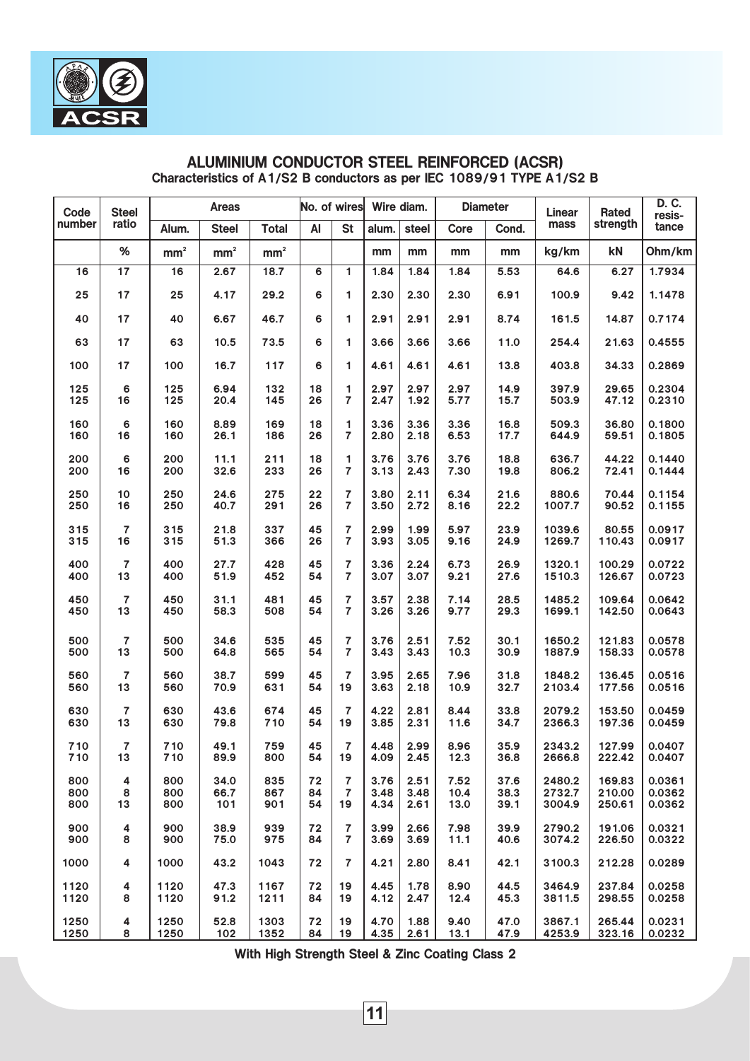## ALUMINIUM CONDUCTOR STEEL REINFORCED (ACSR)

**Characteristics of A1/S2 B conductors as per IEC 1089/91 TYPE A1/S2 B**

| Code number | Steel ratio | Areas | | | No. of wires | | Wire diam. | | Diameter | | Linear mass | Rated strength | D. C. resis-tance |
|---|---|---|---|---|---|---|---|---|---|---|---|---|---|
| | | Alum. | Steel | Total | Al | St | alum. | steel | Core | Cond. | | | |
| | % | $mm^2$ | $mm^2$ | $mm^2$ | | | mm | mm | mm | mm | kg/km | kN | Ohm/km |
| 16 | 17 | 16 | 2.67 | 18.7 | 6 | 1 | 1.84 | 1.84 | 1.84 | 5.53 | 64.6 | 6.27 | 1.7934 |
| 25 | 17 | 25 | 4.17 | 29.2 | 6 | 1 | 2.30 | 2.30 | 2.30 | 6.91 | 100.9 | 9.42 | 1.1478 |
| 40 | 17 | 40 | 6.67 | 46.7 | 6 | 1 | 2.91 | 2.91 | 2.91 | 8.74 | 161.5 | 14.87 | 0.7174 |
| 63 | 17 | 63 | 10.5 | 73.5 | 6 | 1 | 3.66 | 3.66 | 3.66 | 11.0 | 254.4 | 21.63 | 0.4555 |
| 100 | 17 | 100 | 16.7 | 117 | 6 | 1 | 4.61 | 4.61 | 4.61 | 13.8 | 403.8 | 34.33 | 0.2869 |
| 125 | 6 | 125 | 6.94 | 132 | 18 | 1 | 2.97 | 2.97 | 2.97 | 14.9 | 397.9 | 29.65 | 0.2304 |
| 125 | 16 | 125 | 20.4 | 145 | 26 | 7 | 2.47 | 1.92 | 5.77 | 15.7 | 503.9 | 47.12 | 0.2310 |
| 160 | 6 | 160 | 8.89 | 169 | 18 | 1 | 3.36 | 3.36 | 3.36 | 16.8 | 509.3 | 36.80 | 0.1800 |
| 160 | 16 | 160 | 26.1 | 186 | 26 | 7 | 2.80 | 2.18 | 6.53 | 17.7 | 644.9 | 59.51 | 0.1805 |
| 200 | 6 | 200 | 11.1 | 211 | 18 | 1 | 3.76 | 3.76 | 3.76 | 18.8 | 636.7 | 44.22 | 0.1440 |
| 200 | 16 | 200 | 32.6 | 233 | 26 | 7 | 3.13 | 2.43 | 7.30 | 19.8 | 806.2 | 72.41 | 0.1444 |
| 250 | 10 | 250 | 24.6 | 275 | 22 | 7 | 3.80 | 2.11 | 6.34 | 21.6 | 880.6 | 70.44 | 0.1154 |
| 250 | 16 | 250 | 40.7 | 291 | 26 | 7 | 3.50 | 2.72 | 8.16 | 22.2 | 1007.7 | 90.52 | 0.1155 |
| 315 | 7 | 315 | 21.8 | 337 | 45 | 7 | 2.99 | 1.99 | 5.97 | 23.9 | 1039.6 | 80.55 | 0.0917 |
| 315 | 16 | 315 | 51.3 | 366 | 26 | 7 | 3.93 | 3.05 | 9.16 | 24.9 | 1269.7 | 110.43 | 0.0917 |
| 400 | 7 | 400 | 27.7 | 428 | 45 | 7 | 3.36 | 2.24 | 6.73 | 26.9 | 1320.1 | 100.29 | 0.0722 |
| 400 | 13 | 400 | 51.9 | 452 | 54 | 7 | 3.07 | 3.07 | 9.21 | 27.6 | 1510.3 | 126.67 | 0.0723 |
| 450 | 7 | 450 | 31.1 | 481 | 45 | 7 | 3.57 | 2.38 | 7.14 | 28.5 | 1485.2 | 109.64 | 0.0642 |
| 450 | 13 | 450 | 58.3 | 508 | 54 | 7 | 3.26 | 3.26 | 9.77 | 29.3 | 1699.1 | 142.50 | 0.0643 |
| 500 | 7 | 500 | 34.6 | 535 | 45 | 7 | 3.76 | 2.51 | 7.52 | 30.1 | 1650.2 | 121.83 | 0.0578 |
| 500 | 13 | 500 | 64.8 | 565 | 54 | 7 | 3.43 | 3.43 | 10.3 | 30.9 | 1887.9 | 158.33 | 0.0578 |
| 560 | 7 | 560 | 38.7 | 599 | 45 | 7 | 3.95 | 2.65 | 7.96 | 31.8 | 1848.2 | 136.45 | 0.0516 |
| 560 | 13 | 560 | 70.9 | 631 | 54 | 19 | 3.63 | 2.18 | 10.9 | 32.7 | 2103.4 | 177.56 | 0.0516 |
| 630 | 7 | 630 | 43.6 | 674 | 45 | 7 | 4.22 | 2.81 | 8.44 | 33.8 | 2079.2 | 153.50 | 0.0459 |
| 630 | 13 | 630 | 79.8 | 710 | 54 | 19 | 3.85 | 2.31 | 11.6 | 34.7 | 2366.3 | 197.36 | 0.0459 |
| 710 | 7 | 710 | 49.1 | 759 | 45 | 7 | 4.48 | 2.99 | 8.96 | 35.9 | 2343.2 | 127.99 | 0.0407 |
| 710 | 13 | 710 | 89.9 | 800 | 54 | 19 | 4.09 | 2.45 | 12.3 | 36.8 | 2666.8 | 222.42 | 0.0407 |
| 800 | 4 | 800 | 34.0 | 835 | 72 | 7 | 3.76 | 2.51 | 7.52 | 37.6 | 2480.2 | 169.83 | 0.0361 |
| 800 | 8 | 800 | 66.7 | 867 | 84 | 7 | 3.48 | 3.48 | 10.4 | 38.3 | 2732.7 | 210.00 | 0.0362 |
| 800 | 13 | 800 | 101 | 901 | 54 | 19 | 4.34 | 2.61 | 13.0 | 39.1 | 3004.9 | 250.61 | 0.0362 |
| 900 | 4 | 900 | 38.9 | 939 | 72 | 7 | 3.99 | 2.66 | 7.98 | 39.9 | 2790.2 | 191.06 | 0.0321 |
| 900 | 8 | 900 | 75.0 | 975 | 84 | 7 | 3.69 | 3.69 | 11.1 | 40.6 | 3074.2 | 226.50 | 0.0322 |
| 1000 | 4 | 1000 | 43.2 | 1043 | 72 | 7 | 4.21 | 2.80 | 8.41 | 42.1 | 3100.3 | 212.28 | 0.0289 |
| 1120 | 4 | 1120 | 47.3 | 1167 | 72 | 19 | 4.45 | 1.78 | 8.90 | 44.5 | 3464.9 | 237.84 | 0.0258 |
| 1120 | 8 | 1120 | 91.2 | 1211 | 84 | 19 | 4.12 | 2.47 | 12.4 | 45.3 | 3811.5 | 298.55 | 0.0258 |
| 1250 | 4 | 1250 | 52.8 | 1303 | 72 | 19 | 4.70 | 1.88 | 9.40 | 47.0 | 3867.1 | 265.44 | 0.0231 |
| 1250 | 8 | 1250 | 102 | 1352 | 84 | 19 | 4.35 | 2.61 | 13.1 | 47.9 | 4253.9 | 323.16 | 0.0232 |

**With High Strength Steel & Zinc Coating Class 2**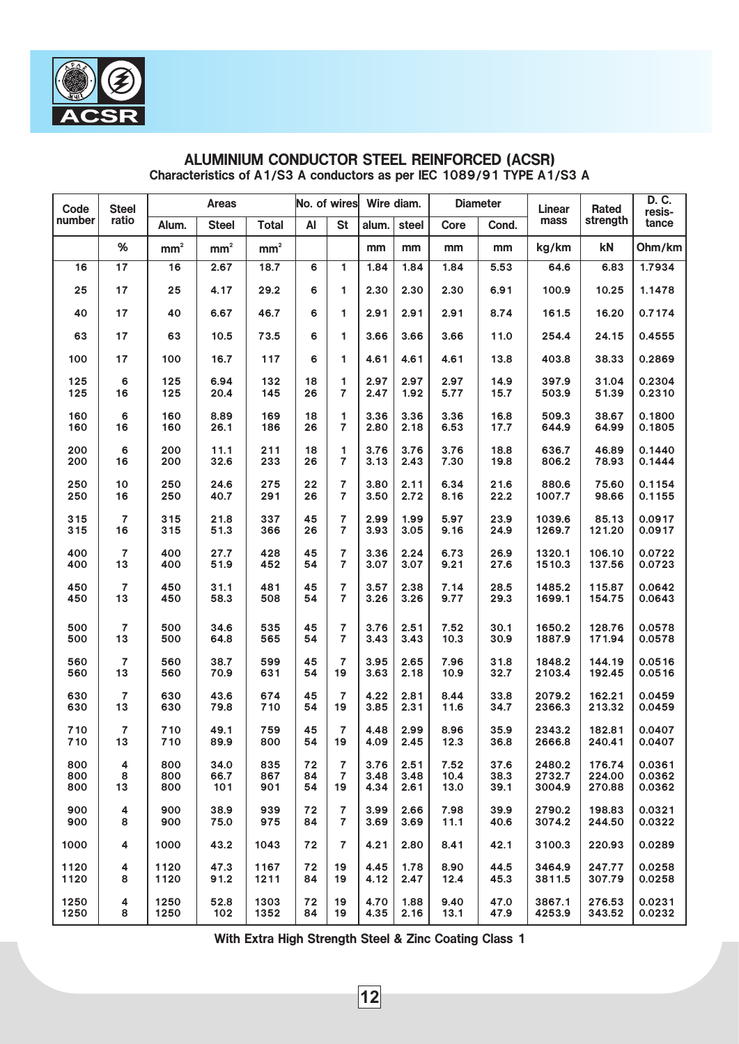## ALUMINIUM CONDUCTOR STEEL REINFORCED (ACSR)

**Characteristics of A1/S3 A conductors as per IEC 1089/91 TYPE A1/S3 A**

| Code number | Steel ratio | Areas | | | No. of wires | | Wire diam. | | Diameter | | Linear mass | Rated strength | D. C. resis-tance |
|---|---|---|---|---|---|---|---|---|---|---|---|---|---|
| | | Alum. | Steel | Total | Al | St | alum. | steel | Core | Cond. | | | |
| | % | $mm^2$ | $mm^2$ | $mm^2$ | | | mm | mm | mm | mm | kg/km | kN | Ohm/km |
| 16 | 17 | 16 | 2.67 | 18.7 | 6 | 1 | 1.84 | 1.84 | 1.84 | 5.53 | 64.6 | 6.83 | 1.7934 |
| 25 | 17 | 25 | 4.17 | 29.2 | 6 | 1 | 2.30 | 2.30 | 2.30 | 6.91 | 100.9 | 10.25 | 1.1478 |
| 40 | 17 | 40 | 6.67 | 46.7 | 6 | 1 | 2.91 | 2.91 | 2.91 | 8.74 | 161.5 | 16.20 | 0.7174 |
| 63 | 17 | 63 | 10.5 | 73.5 | 6 | 1 | 3.66 | 3.66 | 3.66 | 11.0 | 254.4 | 24.15 | 0.4555 |
| 100 | 17 | 100 | 16.7 | 117 | 6 | 1 | 4.61 | 4.61 | 4.61 | 13.8 | 403.8 | 38.33 | 0.2869 |
| 125 | 6 | 125 | 6.94 | 132 | 18 | 1 | 2.97 | 2.97 | 2.97 | 14.9 | 397.9 | 31.04 | 0.2304 |
| 125 | 16 | 125 | 20.4 | 145 | 26 | 7 | 2.47 | 1.92 | 5.77 | 15.7 | 503.9 | 51.39 | 0.2310 |
| 160 | 6 | 160 | 8.89 | 169 | 18 | 1 | 3.36 | 3.36 | 3.36 | 16.8 | 509.3 | 38.67 | 0.1800 |
| 160 | 16 | 160 | 26.1 | 186 | 26 | 7 | 2.80 | 2.18 | 6.53 | 17.7 | 644.9 | 64.99 | 0.1805 |
| 200 | 6 | 200 | 11.1 | 211 | 18 | 1 | 3.76 | 3.76 | 3.76 | 18.8 | 636.7 | 46.89 | 0.1440 |
| 200 | 16 | 200 | 32.6 | 233 | 26 | 7 | 3.13 | 2.43 | 7.30 | 19.8 | 806.2 | 78.93 | 0.1444 |
| 250 | 10 | 250 | 24.6 | 275 | 22 | 7 | 3.80 | 2.11 | 6.34 | 21.6 | 880.6 | 75.60 | 0.1154 |
| 250 | 16 | 250 | 40.7 | 291 | 26 | 7 | 3.50 | 2.72 | 8.16 | 22.2 | 1007.7 | 98.66 | 0.1155 |
| 315 | 7 | 315 | 21.8 | 337 | 45 | 7 | 2.99 | 1.99 | 5.97 | 23.9 | 1039.6 | 85.13 | 0.0917 |
| 315 | 16 | 315 | 51.3 | 366 | 26 | 7 | 3.93 | 3.05 | 9.16 | 24.9 | 1269.7 | 121.20 | 0.0917 |
| 400 | 7 | 400 | 27.7 | 428 | 45 | 7 | 3.36 | 2.24 | 6.73 | 26.9 | 1320.1 | 106.10 | 0.0722 |
| 400 | 13 | 400 | 51.9 | 452 | 54 | 7 | 3.07 | 3.07 | 9.21 | 27.6 | 1510.3 | 137.56 | 0.0723 |
| 450 | 7 | 450 | 31.1 | 481 | 45 | 7 | 3.57 | 2.38 | 7.14 | 28.5 | 1485.2 | 115.87 | 0.0642 |
| 450 | 13 | 450 | 58.3 | 508 | 54 | 7 | 3.26 | 3.26 | 9.77 | 29.3 | 1699.1 | 154.75 | 0.0643 |
| 500 | 7 | 500 | 34.6 | 535 | 45 | 7 | 3.76 | 2.51 | 7.52 | 30.1 | 1650.2 | 128.76 | 0.0578 |
| 500 | 13 | 500 | 64.8 | 565 | 54 | 7 | 3.43 | 3.43 | 10.3 | 30.9 | 1887.9 | 171.94 | 0.0578 |
| 560 | 7 | 560 | 38.7 | 599 | 45 | 7 | 3.95 | 2.65 | 7.96 | 31.8 | 1848.2 | 144.19 | 0.0516 |
| 560 | 13 | 560 | 70.9 | 631 | 54 | 19 | 3.63 | 2.18 | 10.9 | 32.7 | 2103.4 | 192.45 | 0.0516 |
| 630 | 7 | 630 | 43.6 | 674 | 45 | 7 | 4.22 | 2.81 | 8.44 | 33.8 | 2079.2 | 162.21 | 0.0459 |
| 630 | 13 | 630 | 79.8 | 710 | 54 | 19 | 3.85 | 2.31 | 11.6 | 34.7 | 2366.3 | 213.32 | 0.0459 |
| 710 | 7 | 710 | 49.1 | 759 | 45 | 7 | 4.48 | 2.99 | 8.96 | 35.9 | 2343.2 | 182.81 | 0.0407 |
| 710 | 13 | 710 | 89.9 | 800 | 54 | 19 | 4.09 | 2.45 | 12.3 | 36.8 | 2666.8 | 240.41 | 0.0407 |
| 800 | 4 | 800 | 34.0 | 835 | 72 | 7 | 3.76 | 2.51 | 7.52 | 37.6 | 2480.2 | 176.74 | 0.0361 |
| 800 | 8 | 800 | 66.7 | 867 | 84 | 7 | 3.48 | 3.48 | 10.4 | 38.3 | 2732.7 | 224.00 | 0.0362 |
| 800 | 13 | 800 | 101 | 901 | 54 | 19 | 4.34 | 2.61 | 13.0 | 39.1 | 3004.9 | 270.88 | 0.0362 |
| 900 | 4 | 900 | 38.9 | 939 | 72 | 7 | 3.99 | 2.66 | 7.98 | 39.9 | 2790.2 | 198.83 | 0.0321 |
| 900 | 8 | 900 | 75.0 | 975 | 84 | 7 | 3.69 | 3.69 | 11.1 | 40.6 | 3074.2 | 244.50 | 0.0322 |
| 1000 | 4 | 1000 | 43.2 | 1043 | 72 | 7 | 4.21 | 2.80 | 8.41 | 42.1 | 3100.3 | 220.93 | 0.0289 |
| 1120 | 4 | 1120 | 47.3 | 1167 | 72 | 19 | 4.45 | 1.78 | 8.90 | 44.5 | 3464.9 | 247.77 | 0.0258 |
| 1120 | 8 | 1120 | 91.2 | 1211 | 84 | 19 | 4.12 | 2.47 | 12.4 | 45.3 | 3811.5 | 307.79 | 0.0258 |
| 1250 | 4 | 1250 | 52.8 | 1303 | 72 | 19 | 4.70 | 1.88 | 9.40 | 47.0 | 3867.1 | 276.53 | 0.0231 |
| 1250 | 8 | 1250 | 102 | 1352 | 84 | 19 | 4.35 | 2.16 | 13.1 | 47.9 | 4253.9 | 343.52 | 0.0232 |

**With Extra High Strength Steel & Zinc Coating Class 1**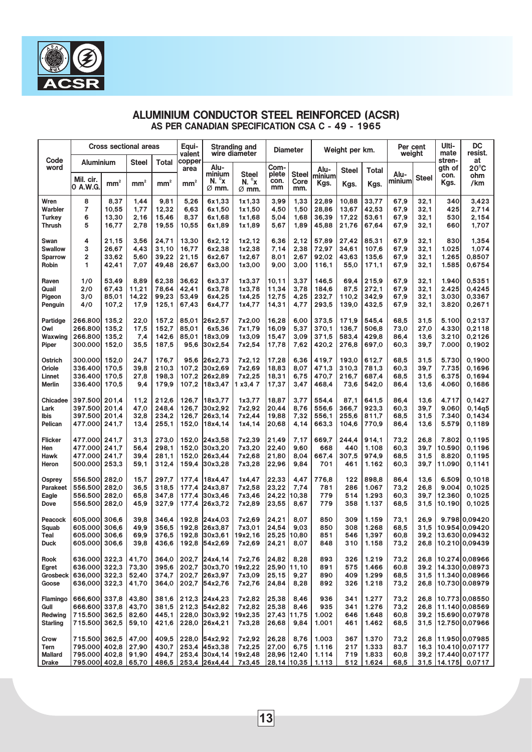ACSR

# ALUMINIUM CONDUCTOR STEEL REINFORCED (ACSR)

## AS PER CANADIAN SPECIFICATION CSA C - 49 - 1965

| Code word | Cross sectional areas | | | | Equi-valent copper area | Stranding and wire diameter | | Diameter | | Weight per km. | | | Per cent weight | | Ulti-mate stren-gth of con. | DC resist. at 20°C |
|---|---|---|---|---|---|---|---|---|---|---|---|---|---|---|---|---|
| | Aluminium | | Steel | Total | | Alu-minium | Steel | Com-plete con. | Steel Core | Alu-minium | Steel | Total | Alu-minium | Steel | | |
| | Mil. cir. O A.W.G. | mm² | mm² | mm² | mm² | N. °x Ø mm. | N. °x Ø mm. | mm | mm. | Kgs. | Kgs. | Kgs. | | | Kgs. | ohm /km |
| Wren | 8 | 8,37 | 1,44 | 9,81 | 5,26 | 6x1,33 | 1x1,33 | 3,99 | 1,33 | 22,89 | 10,88 | 33,77 | 67,9 | 32,1 | 340 | 3,423 |
| Warbler | 7 | 10,55 | 1,77 | 12,32 | 6,63 | 6x1,50 | 1x1,50 | 4,50 | 1,50 | 28,86 | 13,67 | 42,53 | 67,9 | 32,1 | 425 | 2,714 |
| Turkey | 6 | 13,30 | 2,16 | 15,46 | 8,37 | 6x1,68 | 1x1,68 | 5,04 | 1,68 | 36,39 | 17,22 | 53,61 | 67,9 | 32,1 | 530 | 2,154 |
| Thrush | 5 | 16,77 | 2,78 | 19,55 | 10,55 | 6x1,89 | 1x1,89 | 5,67 | 1,89 | 45,88 | 21,76 | 67,64 | 67,9 | 32,1 | 660 | 1,707 |
| Swan | 4 | 21,15 | 3,56 | 24,71 | 13,30 | 6x2,12 | 1x2,12 | 6,36 | 2,12 | 57,89 | 27,42 | 85,31 | 67,9 | 32,1 | 830 | 1,354 |
| Swallow | 3 | 26,67 | 4,43 | 31,10 | 16,77 | 6x2,38 | 1x2,38 | 7,14 | 2,38 | 72,97 | 34,61 | 107,6 | 67,9 | 32,1 | 1.025 | 1,074 |
| Sparrow | 2 | 33,62 | 5,60 | 39,22 | 21,15 | 6x2,67 | 1x2,67 | 8,01 | 2,67 | 92,02 | 43,63 | 135,6 | 67,9 | 32,1 | 1.265 | 0,8507 |
| Robin | 1 | 42,41 | 7,07 | 49,48 | 26,67 | 6x3,00 | 1x3,00 | 9,00 | 3,00 | 116,1 | 55,0 | 171,1 | 67,9 | 32,1 | 1.585 | 0,6754 |
| Raven | 1/0 | 53,49 | 8,89 | 62,38 | 36,62 | 6x3,37 | 1x3,37 | 10,11 | 3,37 | 146,5 | 69,4 | 215,9 | 67,9 | 32,1 | 1.940 | 0,5351 |
| Quail | 2/0 | 67,43 | 11,21 | 78,64 | 42,41 | 6x3,78 | 1x3,78 | 11,34 | 3,78 | 184,6 | 87,5 | 272,1 | 67,9 | 32,1 | 2.425 | 0,4245 |
| Pigeon | 3/0 | 85,01 | 14,22 | 99,23 | 53,49 | 6x4,25 | 1x4,25 | 12,75 | 4,25 | 232,7 | 110,2 | 342,9 | 67,9 | 32,1 | 3.030 | 0,3367 |
| Penguin | 4/0 | 107,2 | 17,9 | 125,1 | 67,43 | 6x4,77 | 1x4,77 | 14,31 | 4,77 | 293,5 | 139,0 | 432,5 | 67,9 | 32,1 | 3.820 | 0,2671 |
| Partidge | 266.800 | 135,2 | 22,0 | 157,2 | 85,01 | 26x2,57 | 7x2,00 | 16,28 | 6,00 | 373,5 | 171,9 | 545,4 | 68,5 | 31,5 | 5.100 | 0,2137 |
| Owl | 266.800 | 135,2 | 17,5 | 152,7 | 85,01 | 6x5,36 | 7x1,79 | 16,09 | 5,37 | 370,1 | 136,7 | 506,8 | 73,0 | 27,0 | 4.330 | 0,2118 |
| Waxwing | 266.800 | 135,2 | 7,4 | 142,6 | 85,01 | 18x3,09 | 1x3,09 | 15,47 | 3,09 | 371,5 | 583,4 | 429,8 | 86,4 | 13,6 | 3.210 | 0,2126 |
| Piper | 300.000 | 152,0 | 35,5 | 187,5 | 95,6 | 30x2,54 | 7x2,54 | 17,78 | 7,62 | 420,2 | 276,8 | 697,0 | 60,3 | 39,7 | 7.000 | 0,1902 |
| Ostrich | 300.000 | 152,0 | 24,7 | 176,7 | 95,6 | 26x2,73 | 7x2,12 | 17,28 | 6,36 | 419,7 | 193,0 | 612,7 | 68,5 | 31,5 | 5.730 | 0,1900 |
| Oriole | 336.400 | 170,5 | 39,8 | 210,3 | 107,2 | 30x2,69 | 7x2,69 | 18,83 | 8,07 | 471,3 | 310,3 | 781,3 | 60,3 | 39,7 | 7.735 | 0,1696 |
| Linnet | 336.400 | 170,5 | 27,8 | 198,3 | 107,2 | 26x2,89 | 7x2,25 | 18,31 | 6,75 | 470,7 | 216,7 | 687,4 | 68,5 | 31,5 | 6.375 | 0,1694 |
| Merlin | 336.400 | 170,5 | 9,4 | 179,9 | 107,2 | 18x3,47 | 1 x3,4 7 | 17,37 | 3,47 | 468,4 | 73,6 | 542,0 | 86,4 | 13,6 | 4.060 | 0,1686 |
| Chicadee | 397.500 | 201,4 | 11,2 | 212,6 | 126,7 | 18x3,77 | 1x3,77 | 18,87 | 3,77 | 554,4 | 87,1 | 641,5 | 86,4 | 13,6 | 4.717 | 0,1427 |
| Lark | 397.500 | 201,4 | 47,0 | 248,4 | 126,7 | 30x2,92 | 7x2,92 | 20,44 | 8,76 | 556,6 | 366,7 | 923,3 | 60,3 | 39,7 | 9.060 | 0,14q5 |
| Ibis | 397.500 | 201,4 | 32,8 | 234,2 | 126,7 | 26x3,14 | 7x2,44 | 19,88 | 7,32 | 556,1 | 255,6 | 811,7 | 68,5 | 31,5 | 7.340 | 0,1434 |
| Pelican | 477.000 | 241,7 | 13,4 | 255,1 | 152,0 | 18x4,14 | 1x4,14 | 20,68 | 4,14 | 663,3 | 104,6 | 770,9 | 86,4 | 13,6 | 5.579 | 0,1189 |
| Flicker | 477.000 | 241,7 | 31,3 | 273,0 | 152,0 | 24x3,58 | 7x2,39 | 21,49 | 7,17 | 669,7 | 244,4 | 914,1 | 73,2 | 26,8 | 7.802 | 0,1195 |
| Hen | 477.000 | 241,7 | 56,4 | 298,1 | 152,0 | 30x3,20 | 7x3,20 | 22,40 | 9,60 | 668 | 440 | 1.108 | 60,3 | 39,7 | 10.590 | 0,1196 |
| Hawk | 477.000 | 241,7 | 39,4 | 281,1 | 152,0 | 26x3,44 | 7x2,68 | 21,80 | 8,04 | 667,4 | 307,5 | 974,9 | 68,5 | 31,5 | 8.820 | 0,1195 |
| Heron | 500.000 | 253,3 | 59,1 | 312,4 | 159,4 | 30x3,28 | 7x3,28 | 22,96 | 9,84 | 701 | 461 | 1.162 | 60,3 | 39,7 | 11.090 | 0,1141 |
| Osprey | 556.500 | 282,0 | 15,7 | 297,7 | 177,4 | 18x4,47 | 1x4,47 | 22,33 | 4,47 | 776,8 | 122 | 898,8 | 86,4 | 13,6 | 6.509 | 0,1018 |
| Parakeet | 556.500 | 282,0 | 36,5 | 318,5 | 177,4 | 24x3,87 | 7x2,58 | 23,22 | 7,74 | 781 | 286 | 1.067 | 73,2 | 26,8 | 9.004 | 0,1025 |
| Eagle | 556.500 | 282,0 | 65,8 | 347,8 | 177,4 | 30x3,46 | 7x3,46 | 24,22 | 10,38 | 779 | 514 | 1.293 | 60,3 | 39,7 | 12.360 | 0,1025 |
| Dove | 556.500 | 282,0 | 45,9 | 327,9 | 177,4 | 26x3,72 | 7x2,89 | 23,55 | 8,67 | 779 | 358 | 1.137 | 68,5 | 31,5 | 10.190 | 0,1025 |
| Peacock | 605.000 | 306,6 | 39,8 | 346,4 | 192,8 | 24x4,03 | 7x2,69 | 24,21 | 8,07 | 850 | 309 | 1.159 | 73,1 | 26,9 | 9.798 | 0,09420 |
| Squab | 605.000 | 306,6 | 49,9 | 356,5 | 192,8 | 26x3,87 | 7x3,01 | 24,54 | 9,03 | 850 | 308 | 1.268 | 68,5 | 31,5 | 10.954 | 0,09420 |
| Teal | 605.000 | 306,6 | 69,9 | 376,5 | 192,8 | 30x3,61 | 19x2,16 | 25,25 | 10,80 | 851 | 546 | 1,397 | 60,8 | 39,2 | 13.630 | 0,09432 |
| Duck | 605.000 | 306,6 | 39,8 | 436,6 | 192,8 | 54x2,69 | 7x2,69 | 24,21 | 8,07 | 848 | 310 | 1.158 | 73,2 | 26,8 | 10.210 | 0,09439 |
| Rook | 636.000 | 322,3 | 41,70 | 364,0 | 202,7 | 24x4,14 | 7x2,76 | 24,82 | 8,28 | 893 | 326 | 1.219 | 73,2 | 26,8 | 10.274 | 0,08966 |
| Egret | 636.000 | 322,3 | 73,30 | 395,6 | 202,7 | 30x3,70 | 19x2,22 | 25,90 | 11,10 | 891 | 575 | 1.466 | 60.8 | 39.2 | 14.330 | 0,08973 |
| Grosbeck | 636,000 | 322,3 | 52,40 | 374,7 | 202,7 | 26x3,97 | 7x3,09 | 25,15 | 9,27 | 890 | 409 | 1.299 | 68,5 | 31,5 | 11.340 | 0,08966 |
| Goose | 636.000 | 322,3 | 41,70 | 364,0 | 202,7 | 54x2,76 | 7x2,76 | 24,84 | 8,28 | 892 | 326 | 1.218 | 73,2 | 26,8 | 10.730 | 0.08979 |
| Flamingo | 666.600 | 337,8 | 43,80 | 381,6 | 212,3 | 24x4,23 | 7x2,82 | 25,38 | 8,46 | 936 | 341 | 1.277 | 73,2 | 26,8 | 10.773 | 0,08550 |
| Gull | 666.600 | 337,8 | 43,70 | 381,5 | 212,3 | 54x2,82 | 7x2,82 | 25,38 | 8,46 | 935 | 341 | 1.276 | 73,2 | 26,8 | 11.140 | 0,08569 |
| Redwing | 715.500 | 362,5 | 82,60 | 445,1 | 228,0 | 30x3,92 | 19x2,35 | 27,43 | 11,75 | 1.002 | 646 | 1.648 | 60,8 | 39,2 | 15.690 | 0,07978 |
| Starling | 715.500 | 362,5 | 59,10 | 421,6 | 228,0 | 26x4,21 | 7x3,28 | 26,68 | 9,84 | 1.001 | 461 | 1.462 | 68,5 | 31,5 | 12.750 | 0,07966 |
| Crow | 715.500 | 362,5 | 47,00 | 409,5 | 228,0 | 54x2,92 | 7x2,92 | 26,28 | 8,76 | 1.003 | 367 | 1.370 | 73,2 | 26,8 | 11.950 | 0,07985 |
| Tern | 795.000 | 402,8 | 27,90 | 430,7 | 253,4 | 45x3,38 | 7x2,25 | 27,00 | 6,75 | 1.116 | 217 | 1.333 | 83,7 | 16,3 | 10.410 | 0,07177 |
| Mallard | 795.000 | 402,8 | 91,90 | 494,7 | 253,4 | 30x4,14 | 19x2,48 | 28,96 | 12,40 | 1.114 | 719 | 1.833 | 60,8 | 39,2 | 17.440 | 0,07177 |
| Drake | 795.000 | 402,8 | 65,70 | 486,5 | 253,4 | 26x4,44 | 7x3,45 | 28,14 | 10,35 | 1.113 | 512 | 1.624 | 68,5 | 31,5 | 14.175 | 0,0717 |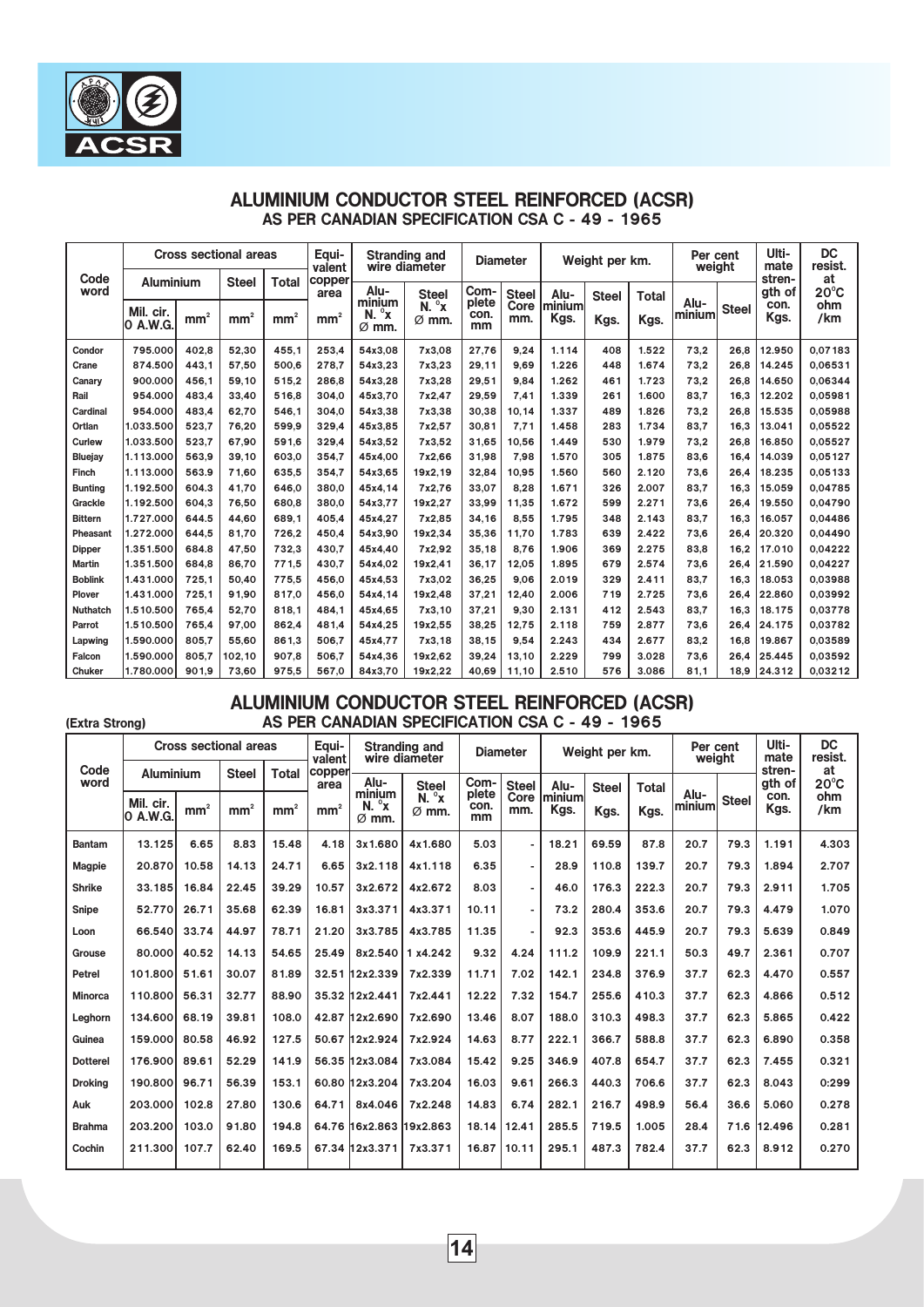# ALUMINIUM CONDUCTOR STEEL REINFORCED (ACSR)

## AS PER CANADIAN SPECIFICATION CSA C - 49 - 1965

| Code word | Cross sectional areas | | | | Equi-valent copper area | Stranding and wire diameter | | Diameter | | Weight per km. | | | Per cent weight | | Ulti-mate stren-gth of con. | DC resist. at 20°C |
|---|---|---|---|---|---|---|---|---|---|---|---|---|---|---|---|---|
| | Aluminium | | Steel | Total | | Alu-minium | Steel | Com-plete con. | Steel Core | Alu-minium | Steel | Total | Alu-minium | Steel | | |
| | Mil. cir. O A.W.G. | mm² | mm² | mm² | mm² | N. °x Ø mm. | N. °x Ø mm. | mm | mm. | Kgs. | Kgs. | Kgs. | | | Kgs. | ohm /km |
| Condor | 795.000 | 402,8 | 52,30 | 455,1 | 253,4 | 54x3,08 | 7x3,08 | 27,76 | 9,24 | 1.114 | 408 | 1.522 | 73,2 | 26,8 | 12.950 | 0,07183 |
| Crane | 874.500 | 443,1 | 57,50 | 500,6 | 278,7 | 54x3,23 | 7x3,23 | 29,11 | 9,69 | 1.226 | 448 | 1.674 | 73,2 | 26,8 | 14.245 | 0,06531 |
| Canary | 900.000 | 456,1 | 59,10 | 515,2 | 286,8 | 54x3,28 | 7x3,28 | 29,51 | 9,84 | 1.262 | 461 | 1.723 | 73,2 | 26,8 | 14.650 | 0,06344 |
| Rail | 954.000 | 483,4 | 33,40 | 516,8 | 304,0 | 45x3,70 | 7x2,47 | 29,59 | 7,41 | 1.339 | 261 | 1.600 | 83,7 | 16,3 | 12.202 | 0,05981 |
| Cardinal | 954.000 | 483,4 | 62,70 | 546,1 | 304,0 | 54x3,38 | 7x3,38 | 30,38 | 10,14 | 1.337 | 489 | 1.826 | 73,2 | 26,8 | 15.535 | 0,05988 |
| Ortlan | 1.033.500 | 523,7 | 76,20 | 599,9 | 329,4 | 45x3,85 | 7x2,57 | 30,81 | 7,71 | 1.458 | 283 | 1.734 | 83,7 | 16,3 | 13.041 | 0,05522 |
| Curlew | 1.033.500 | 523,7 | 67,90 | 591,6 | 329,4 | 54x3,52 | 7x3,52 | 31,65 | 10,56 | 1.449 | 530 | 1.979 | 73,2 | 26,8 | 16.850 | 0,05527 |
| Bluejay | 1.113.000 | 563,9 | 39,10 | 603,0 | 354,7 | 45x4,00 | 7x2,66 | 31,98 | 7,98 | 1.570 | 305 | 1.875 | 83,6 | 16,4 | 14.039 | 0,05127 |
| Finch | 1.113.000 | 563,9 | 71,60 | 635,5 | 354,7 | 54x3,65 | 19x2,19 | 32,84 | 10,95 | 1.560 | 560 | 2.120 | 73,6 | 26,4 | 18.235 | 0,05133 |
| Bunting | 1.192.500 | 604,3 | 41,70 | 646,0 | 380,0 | 45x4,14 | 7x2,76 | 33,07 | 8,28 | 1.671 | 326 | 2.007 | 83,7 | 16,3 | 15.059 | 0,04785 |
| Grackle | 1.192.500 | 604,3 | 76,50 | 680,8 | 380,0 | 54x3,77 | 19x2,27 | 33,99 | 11,35 | 1.672 | 599 | 2.271 | 73,6 | 26,4 | 19.550 | 0,04790 |
| Bittern | 1.727.000 | 644,5 | 44,60 | 689,1 | 405,4 | 45x4,27 | 7x2,85 | 34,16 | 8,55 | 1.795 | 348 | 2.143 | 83,7 | 16,3 | 16.057 | 0,04486 |
| Pheasant | 1.272.000 | 644,5 | 81,70 | 726,2 | 450,4 | 54x3,90 | 19x2,34 | 35,36 | 11,70 | 1.783 | 639 | 2.422 | 73,6 | 26,4 | 20.320 | 0,04490 |
| Dipper | 1.351.500 | 684,8 | 47,50 | 732,3 | 430,7 | 45x4,40 | 7x2,92 | 35,18 | 8,76 | 1.906 | 369 | 2.275 | 83,8 | 16,2 | 17.010 | 0,04222 |
| Martin | 1.351.500 | 684,8 | 86,70 | 771,5 | 430,7 | 54x4,02 | 19x2,41 | 36,17 | 12,05 | 1.895 | 679 | 2.574 | 73,6 | 26,4 | 21.590 | 0,04227 |
| Boblink | 1.431.000 | 725,1 | 50,40 | 775,5 | 456,0 | 45x4,53 | 7x3,02 | 36,25 | 9,06 | 2.019 | 329 | 2.411 | 83,7 | 16,3 | 18.053 | 0,03988 |
| Plover | 1.431.000 | 725,1 | 91,90 | 817,0 | 456,0 | 54x4,14 | 19x2,48 | 37,21 | 12,40 | 2.006 | 719 | 2.725 | 73,6 | 26,4 | 22.860 | 0,03992 |
| Nuthatch | 1.510.500 | 765,4 | 52,70 | 818,1 | 484,1 | 45x4,65 | 7x3,10 | 37,21 | 9,30 | 2.131 | 412 | 2.543 | 83,7 | 16,3 | 18.175 | 0,03778 |
| Parrot | 1.510.500 | 765,4 | 97,00 | 862,4 | 481,4 | 54x4,25 | 19x2,55 | 38,25 | 12,75 | 2.118 | 759 | 2.877 | 73,6 | 26,4 | 24.175 | 0,03782 |
| Lapwing | 1.590.000 | 805,7 | 55,60 | 861,3 | 506,7 | 45x4,77 | 7x3,18 | 38,15 | 9,54 | 2.243 | 434 | 2.677 | 83,2 | 16,8 | 19.867 | 0,03589 |
| Falcon | 1.590.000 | 805,7 | 102,10 | 907,8 | 506,7 | 54x4,36 | 19x2,62 | 39,24 | 13,10 | 2.229 | 799 | 3.028 | 73,6 | 26,4 | 25.445 | 0,03592 |
| Chuker | 1.780.000 | 901,9 | 73,60 | 975,5 | 567,0 | 84x3,70 | 19x2,22 | 40,69 | 11,10 | 2.510 | 576 | 3.086 | 81,1 | 18,9 | 24.312 | 0,03212 |

# ALUMINIUM CONDUCTOR STEEL REINFORCED (ACSR)

**(Extra Strong)**

## AS PER CANADIAN SPECIFICATION CSA C - 49 - 1965

| Code word | Cross sectional areas | | | | Equi-valent copper area | Stranding and wire diameter | | Diameter | | Weight per km. | | | Per cent weight | | Ulti-mate stren-gth of con. | DC resist. at 20°C |
|---|---|---|---|---|---|---|---|---|---|---|---|---|---|---|---|---|
| | Aluminium | | Steel | Total | | Alu-minium | Steel | Com-plete con. | Steel Core | Alu-minium | Steel | Total | Alu-minium | Steel | | |
| | Mil. cir. O A.W.G. | mm² | mm² | mm² | mm² | N. °x Ø mm. | N. °x Ø mm. | mm | mm. | Kgs. | Kgs. | Kgs. | | | Kgs. | ohm /km |
| Bantam | 13.125 | 6.65 | 8.83 | 15.48 | 4.18 | 3x1.680 | 4x1.680 | 5.03 | - | 18.21 | 69.59 | 87.8 | 20.7 | 79.3 | 1.191 | 4.303 |
| Magpie | 20.870 | 10.58 | 14.13 | 24.71 | 6.65 | 3x2.118 | 4x1.118 | 6.35 | - | 28.9 | 110.8 | 139.7 | 20.7 | 79.3 | 1.894 | 2.707 |
| Shrike | 33.185 | 16.84 | 22.45 | 39.29 | 10.57 | 3x2.672 | 4x2.672 | 8.03 | - | 46.0 | 176.3 | 222.3 | 20.7 | 79.3 | 2.911 | 1.705 |
| Snipe | 52.770 | 26.71 | 35.68 | 62.39 | 16.81 | 3x3.371 | 4x3.371 | 10.11 | - | 73.2 | 280.4 | 353.6 | 20.7 | 79.3 | 4.479 | 1.070 |
| Loon | 66.540 | 33.74 | 44.97 | 78.71 | 21.20 | 3x3.785 | 4x3.785 | 11.35 | - | 92.3 | 353.6 | 445.9 | 20.7 | 79.3 | 5.639 | 0.849 |
| Grouse | 80.000 | 40.52 | 14.13 | 54.65 | 25.49 | 8x2.540 | 1 x4.242 | 9.32 | 4.24 | 111.2 | 109.9 | 221.1 | 50.3 | 49.7 | 2.361 | 0.707 |
| Petrel | 101.800 | 51.61 | 30.07 | 81.89 | 32.51 | 12x2.339 | 7x2.339 | 11.71 | 7.02 | 142.1 | 234.8 | 376.9 | 37.7 | 62.3 | 4.470 | 0.557 |
| Minorca | 110.800 | 56.31 | 32.77 | 88.90 | 35.32 | 12x2.441 | 7x2.441 | 12.22 | 7.32 | 154.7 | 255.6 | 410.3 | 37.7 | 62.3 | 4.866 | 0.512 |
| Leghorn | 134.600 | 68.19 | 39.81 | 108.0 | 42.87 | 12x2.690 | 7x2.690 | 13.46 | 8.07 | 188.0 | 310.3 | 498.3 | 37.7 | 62.3 | 5.865 | 0.422 |
| Guinea | 159.000 | 80.58 | 46.92 | 127.5 | 50.67 | 12x2.924 | 7x2.924 | 14.63 | 8.77 | 222.1 | 366.7 | 588.8 | 37.7 | 62.3 | 6.890 | 0.358 |
| Dotterel | 176.900 | 89.61 | 52.29 | 141.9 | 56.35 | 12x3.084 | 7x3.084 | 15.42 | 9.25 | 346.9 | 407.8 | 654.7 | 37.7 | 62.3 | 7.455 | 0.321 |
| Droking | 190.800 | 96.71 | 56.39 | 153.1 | 60.80 | 12x3.204 | 7x3.204 | 16.03 | 9.61 | 266.3 | 440.3 | 706.6 | 37.7 | 62.3 | 8.043 | 0:299 |
| Auk | 203.000 | 102.8 | 27.80 | 130.6 | 64.71 | 8x4.046 | 7x2.248 | 14.83 | 6.74 | 282.1 | 216.7 | 498.9 | 56.4 | 36.6 | 5.060 | 0.278 |
| Brahma | 203.200 | 103.0 | 91.80 | 194.8 | 64.76 | 16x2.863 | 19x2.863 | 18.14 | 12.41 | 285.5 | 719.5 | 1.005 | 28.4 | 71.6 | 12.496 | 0.281 |
| Cochin | 211.300 | 107.7 | 62.40 | 169.5 | 67.34 | 12x3.371 | 7x3.371 | 16.87 | 10.11 | 295.1 | 487.3 | 782.4 | 37.7 | 62.3 | 8.912 | 0.270 |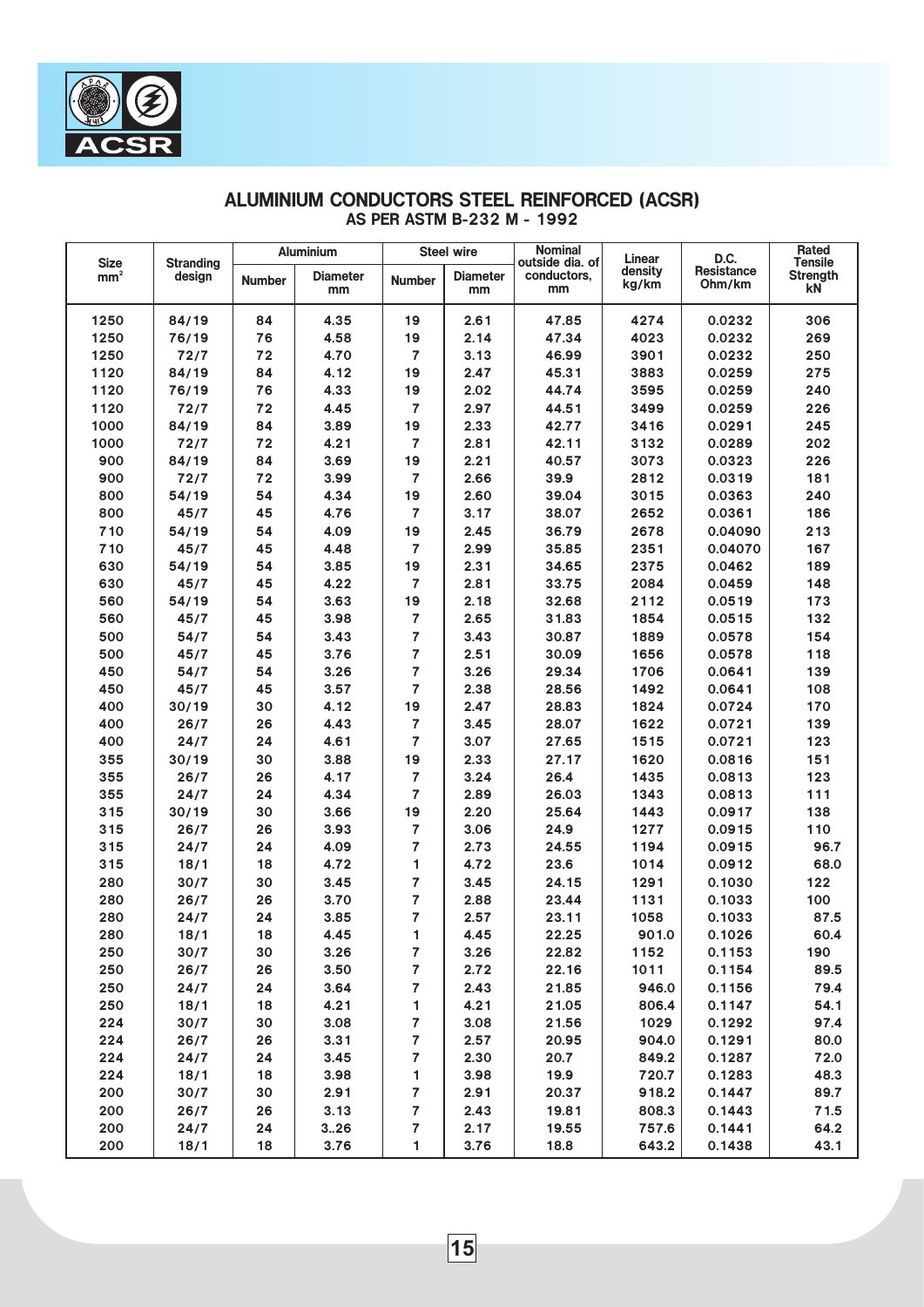ACSR

## ALUMINIUM CONDUCTORS STEEL REINFORCED (ACSR)
### AS PER ASTM B-232 M - 1992

| Size mm² | Stranding design | Aluminium | | Steel wire | | Nominal outside dia. of conductors, mm | Linear density kg/km | D.C. Resistance Ohm/km | Rated Tensile Strength kN |
|---|---|---|---|---|---|---|---|---|---|
| | | Number | Diameter mm | Number | Diameter mm | | | | |
| 1250 | 84/19 | 84 | 4.35 | 19 | 2.61 | 47.85 | 4274 | 0.0232 | 306 |
| 1250 | 76/19 | 76 | 4.58 | 19 | 2.14 | 47.34 | 4023 | 0.0232 | 269 |
| 1250 | 72/7 | 72 | 4.70 | 7 | 3.13 | 46.99 | 3901 | 0.0232 | 250 |
| 1120 | 84/19 | 84 | 4.12 | 19 | 2.47 | 45.31 | 3883 | 0.0259 | 275 |
| 1120 | 76/19 | 76 | 4.33 | 19 | 2.02 | 44.74 | 3595 | 0.0259 | 240 |
| 1120 | 72/7 | 72 | 4.45 | 7 | 2.97 | 44.51 | 3499 | 0.0259 | 226 |
| 1000 | 84/19 | 84 | 3.89 | 19 | 2.33 | 42.77 | 3416 | 0.0291 | 245 |
| 1000 | 72/7 | 72 | 4.21 | 7 | 2.81 | 42.11 | 3132 | 0.0289 | 202 |
| 900 | 84/19 | 84 | 3.69 | 19 | 2.21 | 40.57 | 3073 | 0.0323 | 226 |
| 900 | 72/7 | 72 | 3.99 | 7 | 2.66 | 39.9 | 2812 | 0.0319 | 181 |
| 800 | 54/19 | 54 | 4.34 | 19 | 2.60 | 39.04 | 3015 | 0.0363 | 240 |
| 800 | 45/7 | 45 | 4.76 | 7 | 3.17 | 38.07 | 2652 | 0.0361 | 186 |
| 710 | 54/19 | 54 | 4.09 | 19 | 2.45 | 36.79 | 2678 | 0.04090 | 213 |
| 710 | 45/7 | 45 | 4.48 | 7 | 2.99 | 35.85 | 2351 | 0.04070 | 167 |
| 630 | 54/19 | 54 | 3.85 | 19 | 2.31 | 34.65 | 2375 | 0.0462 | 189 |
| 630 | 45/7 | 45 | 4.22 | 7 | 2.81 | 33.75 | 2084 | 0.0459 | 148 |
| 560 | 54/19 | 54 | 3.63 | 19 | 2.18 | 32.68 | 2112 | 0.0519 | 173 |
| 560 | 45/7 | 45 | 3.98 | 7 | 2.65 | 31.83 | 1854 | 0.0515 | 132 |
| 500 | 54/7 | 54 | 3.43 | 7 | 3.43 | 30.87 | 1889 | 0.0578 | 154 |
| 500 | 45/7 | 45 | 3.76 | 7 | 2.51 | 30.09 | 1656 | 0.0578 | 118 |
| 450 | 54/7 | 54 | 3.26 | 7 | 3.26 | 29.34 | 1706 | 0.0641 | 139 |
| 450 | 45/7 | 45 | 3.57 | 7 | 2.38 | 28.56 | 1492 | 0.0641 | 108 |
| 400 | 30/19 | 30 | 4.12 | 19 | 2.47 | 28.83 | 1824 | 0.0724 | 170 |
| 400 | 26/7 | 26 | 4.43 | 7 | 3.45 | 28.07 | 1622 | 0.0721 | 139 |
| 400 | 24/7 | 24 | 4.61 | 7 | 3.07 | 27.65 | 1515 | 0.0721 | 123 |
| 355 | 30/19 | 30 | 3.88 | 19 | 2.33 | 27.17 | 1620 | 0.0816 | 151 |
| 355 | 26/7 | 26 | 4.17 | 7 | 3.24 | 26.4 | 1435 | 0.0813 | 123 |
| 355 | 24/7 | 24 | 4.34 | 7 | 2.89 | 26.03 | 1343 | 0.0813 | 111 |
| 315 | 30/19 | 30 | 3.66 | 19 | 2.20 | 25.64 | 1443 | 0.0917 | 138 |
| 315 | 26/7 | 26 | 3.93 | 7 | 3.06 | 24.9 | 1277 | 0.0915 | 110 |
| 315 | 24/7 | 24 | 4.09 | 7 | 2.73 | 24.55 | 1194 | 0.0915 | 96.7 |
| 315 | 18/1 | 18 | 4.72 | 1 | 4.72 | 23.6 | 1014 | 0.0912 | 68.0 |
| 280 | 30/7 | 30 | 3.45 | 7 | 3.45 | 24.15 | 1291 | 0.1030 | 122 |
| 280 | 26/7 | 26 | 3.70 | 7 | 2.88 | 23.44 | 1131 | 0.1033 | 100 |
| 280 | 24/7 | 24 | 3.85 | 7 | 2.57 | 23.11 | 1058 | 0.1033 | 87.5 |
| 280 | 18/1 | 18 | 4.45 | 1 | 4.45 | 22.25 | 901.0 | 0.1026 | 60.4 |
| 250 | 30/7 | 30 | 3.26 | 7 | 3.26 | 22.82 | 1152 | 0.1153 | 190 |
| 250 | 26/7 | 26 | 3.50 | 7 | 2.72 | 22.16 | 1011 | 0.1154 | 89.5 |
| 250 | 24/7 | 24 | 3.64 | 7 | 2.43 | 21.85 | 946.0 | 0.1156 | 79.4 |
| 250 | 18/1 | 18 | 4.21 | 1 | 4.21 | 21.05 | 806.4 | 0.1147 | 54.1 |
| 224 | 30/7 | 30 | 3.08 | 7 | 3.08 | 21.56 | 1029 | 0.1292 | 97.4 |
| 224 | 26/7 | 26 | 3.31 | 7 | 2.57 | 20.95 | 904.0 | 0.1291 | 80.0 |
| 224 | 24/7 | 24 | 3.45 | 7 | 2.30 | 20.7 | 849.2 | 0.1287 | 72.0 |
| 224 | 18/1 | 18 | 3.98 | 1 | 3.98 | 19.9 | 720.7 | 0.1283 | 48.3 |
| 200 | 30/7 | 30 | 2.91 | 7 | 2.91 | 20.37 | 918.2 | 0.1447 | 89.7 |
| 200 | 26/7 | 26 | 3.13 | 7 | 2.43 | 19.81 | 808.3 | 0.1443 | 71.5 |
| 200 | 24/7 | 24 | 3..26 | 7 | 2.17 | 19.55 | 757.6 | 0.1441 | 64.2 |
| 200 | 18/1 | 18 | 3.76 | 1 | 3.76 | 18.8 | 643.2 | 0.1438 | 43.1 |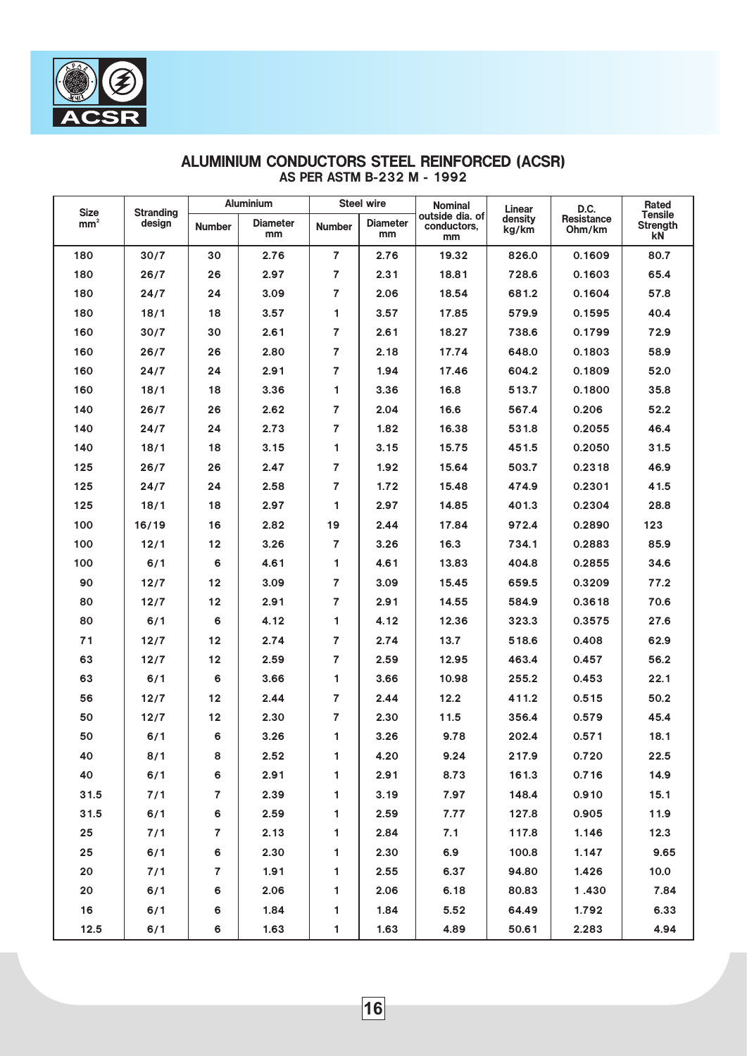## ALUMINIUM CONDUCTORS STEEL REINFORCED (ACSR)
### AS PER ASTM B-232 M - 1992

| Size mm² | Stranding design | Aluminium | | Steel wire | | Nominal outside dia. of conductors, mm | Linear density kg/km | D.C. Resistance Ohm/km | Rated Tensile Strength kN |
|---|---|---|---|---|---|---|---|---|---|
| | | Number | Diameter mm | Number | Diameter mm | | | | |
| 180 | 30/7 | 30 | 2.76 | 7 | 2.76 | 19.32 | 826.0 | 0.1609 | 80.7 |
| 180 | 26/7 | 26 | 2.97 | 7 | 2.31 | 18.81 | 728.6 | 0.1603 | 65.4 |
| 180 | 24/7 | 24 | 3.09 | 7 | 2.06 | 18.54 | 681.2 | 0.1604 | 57.8 |
| 180 | 18/1 | 18 | 3.57 | 1 | 3.57 | 17.85 | 579.9 | 0.1595 | 40.4 |
| 160 | 30/7 | 30 | 2.61 | 7 | 2.61 | 18.27 | 738.6 | 0.1799 | 72.9 |
| 160 | 26/7 | 26 | 2.80 | 7 | 2.18 | 17.74 | 648.0 | 0.1803 | 58.9 |
| 160 | 24/7 | 24 | 2.91 | 7 | 1.94 | 17.46 | 604.2 | 0.1809 | 52.0 |
| 160 | 18/1 | 18 | 3.36 | 1 | 3.36 | 16.8 | 513.7 | 0.1800 | 35.8 |
| 140 | 26/7 | 26 | 2.62 | 7 | 2.04 | 16.6 | 567.4 | 0.206 | 52.2 |
| 140 | 24/7 | 24 | 2.73 | 7 | 1.82 | 16.38 | 531.8 | 0.2055 | 46.4 |
| 140 | 18/1 | 18 | 3.15 | 1 | 3.15 | 15.75 | 451.5 | 0.2050 | 31.5 |
| 125 | 26/7 | 26 | 2.47 | 7 | 1.92 | 15.64 | 503.7 | 0.2318 | 46.9 |
| 125 | 24/7 | 24 | 2.58 | 7 | 1.72 | 15.48 | 474.9 | 0.2301 | 41.5 |
| 125 | 18/1 | 18 | 2.97 | 1 | 2.97 | 14.85 | 401.3 | 0.2304 | 28.8 |
| 100 | 16/19 | 16 | 2.82 | 19 | 2.44 | 17.84 | 972.4 | 0.2890 | 123 |
| 100 | 12/1 | 12 | 3.26 | 7 | 3.26 | 16.3 | 734.1 | 0.2883 | 85.9 |
| 100 | 6/1 | 6 | 4.61 | 1 | 4.61 | 13.83 | 404.8 | 0.2855 | 34.6 |
| 90 | 12/7 | 12 | 3.09 | 7 | 3.09 | 15.45 | 659.5 | 0.3209 | 77.2 |
| 80 | 12/7 | 12 | 2.91 | 7 | 2.91 | 14.55 | 584.9 | 0.3618 | 70.6 |
| 80 | 6/1 | 6 | 4.12 | 1 | 4.12 | 12.36 | 323.3 | 0.3575 | 27.6 |
| 71 | 12/7 | 12 | 2.74 | 7 | 2.74 | 13.7 | 518.6 | 0.408 | 62.9 |
| 63 | 12/7 | 12 | 2.59 | 7 | 2.59 | 12.95 | 463.4 | 0.457 | 56.2 |
| 63 | 6/1 | 6 | 3.66 | 1 | 3.66 | 10.98 | 255.2 | 0.453 | 22.1 |
| 56 | 12/7 | 12 | 2.44 | 7 | 2.44 | 12.2 | 411.2 | 0.515 | 50.2 |
| 50 | 12/7 | 12 | 2.30 | 7 | 2.30 | 11.5 | 356.4 | 0.579 | 45.4 |
| 50 | 6/1 | 6 | 3.26 | 1 | 3.26 | 9.78 | 202.4 | 0.571 | 18.1 |
| 40 | 8/1 | 8 | 2.52 | 1 | 4.20 | 9.24 | 217.9 | 0.720 | 22.5 |
| 40 | 6/1 | 6 | 2.91 | 1 | 2.91 | 8.73 | 161.3 | 0.716 | 14.9 |
| 31.5 | 7/1 | 7 | 2.39 | 1 | 3.19 | 7.97 | 148.4 | 0.910 | 15.1 |
| 31.5 | 6/1 | 6 | 2.59 | 1 | 2.59 | 7.77 | 127.8 | 0.905 | 11.9 |
| 25 | 7/1 | 7 | 2.13 | 1 | 2.84 | 7.1 | 117.8 | 1.146 | 12.3 |
| 25 | 6/1 | 6 | 2.30 | 1 | 2.30 | 6.9 | 100.8 | 1.147 | 9.65 |
| 20 | 7/1 | 7 | 1.91 | 1 | 2.55 | 6.37 | 94.80 | 1.426 | 10.0 |
| 20 | 6/1 | 6 | 2.06 | 1 | 2.06 | 6.18 | 80.83 | 1.430 | 7.84 |
| 16 | 6/1 | 6 | 1.84 | 1 | 1.84 | 5.52 | 64.49 | 1.792 | 6.33 |
| 12.5 | 6/1 | 6 | 1.63 | 1 | 1.63 | 4.89 | 50.61 | 2.283 | 4.94 |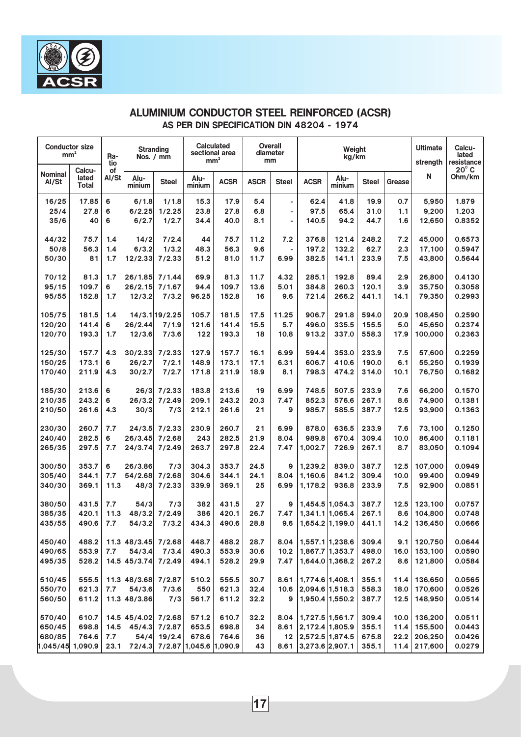# ALUMINIUM CONDUCTOR STEEL REINFORCED (ACSR)

## AS PER DIN SPECIFICATION DIN 48204 - 1974

| Conductor size $mm^2$ | | Ratio of Al/St | Stranding Nos. / mm | | Calculated sectional area $mm^2$ | | Overall diameter mm | | Weight kg/km | | | | Ultimate strength N | Calculated resistance 20° C Ohm/km |
|---|---|---|---|---|---|---|---|---|---|---|---|---|---|---|
| Nominal Al/St | Calculated Total | | Aluminium | Steel | Aluminium | ACSR | ASCR | Steel | ACSR | Aluminium | Steel | Grease | | |
| 16/25 | 17.85 | 6 | 6/1.8 | 1/1.8 | 15.3 | 17.9 | 5.4 | - | 62.4 | 41.8 | 19.9 | 0.7 | 5,950 | 1.879 |
| 25/4 | 27.8 | 6 | 6/2.25 | 1/2.25 | 23.8 | 27.8 | 6.8 | - | 97.5 | 65.4 | 31.0 | 1.1 | 9,200 | 1.203 |
| 35/6 | 40 | 6 | 6/2.7 | 1/2.7 | 34.4 | 40.0 | 8.1 | - | 140.5 | 94.2 | 44.7 | 1.6 | 12,650 | 0.8352 |
| 44/32 | 75.7 | 1.4 | 14/2 | 7/2.4 | 44 | 75.7 | 11.2 | 7.2 | 376.8 | 121.4 | 248.2 | 7.2 | 45,000 | 0.6573 |
| 50/8 | 56.3 | 1.4 | 6/3.2 | 1/3.2 | 48.3 | 56.3 | 9.6 | - | 197.2 | 132.2 | 62.7 | 2.3 | 17,100 | 0.5947 |
| 50/30 | 81 | 1.7 | 12/2.33 | 7/2.33 | 51.2 | 81.0 | 11.7 | 6.99 | 382.5 | 141.1 | 233.9 | 7.5 | 43,800 | 0.5644 |
| 70/12 | 81.3 | 1.7 | 26/1.85 | 7/1.44 | 69.9 | 81.3 | 11.7 | 4.32 | 285.1 | 192.8 | 89.4 | 2.9 | 26,800 | 0.4130 |
| 95/15 | 109.7 | 6 | 26/2.15 | 7/1.67 | 94.4 | 109.7 | 13.6 | 5.01 | 384.8 | 260.3 | 120.1 | 3.9 | 35,750 | 0.3058 |
| 95/55 | 152.8 | 1.7 | 12/3.2 | 7/3.2 | 96.25 | 152.8 | 16 | 9.6 | 721.4 | 266.2 | 441.1 | 14.1 | 79,350 | 0.2993 |
| 105/75 | 181.5 | 1.4 | 14/3.1 | 19/2.25 | 105.7 | 181.5 | 17.5 | 11.25 | 906.7 | 291.8 | 594.0 | 20.9 | 108,450 | 0.2590 |
| 120/20 | 141.4 | 6 | 26/2.44 | 7/1.9 | 121.6 | 141.4 | 15.5 | 5.7 | 496.0 | 335.5 | 155.5 | 5.0 | 45,650 | 0.2374 |
| 120/70 | 193.3 | 1.7 | 12/3.6 | 7/3.6 | 122 | 193.3 | 18 | 10.8 | 913.2 | 337.0 | 558.3 | 17.9 | 100,000 | 0.2363 |
| 125/30 | 157.7 | 4.3 | 30/2.33 | 7/2.33 | 127.9 | 157.7 | 16.1 | 6.99 | 594.4 | 353.0 | 233.9 | 7.5 | 57,600 | 0.2259 |
| 150/25 | 173.1 | 6 | 26/2.7 | 7/2.1 | 148.9 | 173.1 | 17.1 | 6.31 | 606.7 | 410.6 | 190.0 | 6.1 | 55,250 | 0.1939 |
| 170/40 | 211.9 | 4.3 | 30/2.7 | 7/2.7 | 171.8 | 211.9 | 18.9 | 8.1 | 798.3 | 474.2 | 314.0 | 10.1 | 76,750 | 0.1682 |
| 185/30 | 213.6 | 6 | 26/3 | 7/2.33 | 183.8 | 213.6 | 19 | 6.99 | 748.5 | 507.5 | 233.9 | 7.6 | 66,200 | 0.1570 |
| 210/35 | 243.2 | 6 | 26/3.2 | 7/2.49 | 209.1 | 243.2 | 20.3 | 7.47 | 852.3 | 576.6 | 267.1 | 8.6 | 74,900 | 0.1381 |
| 210/50 | 261.6 | 4.3 | 30/3 | 7/3 | 212.1 | 261.6 | 21 | 9 | 985.7 | 585.5 | 387.7 | 12.5 | 93,900 | 0.1363 |
| 230/30 | 260.7 | 7.7 | 24/3.5 | 7/2.33 | 230.9 | 260.7 | 21 | 6.99 | 878.0 | 636.5 | 233.9 | 7.6 | 73,100 | 0.1250 |
| 240/40 | 282.5 | 6 | 26/3.45 | 7/2.68 | 243 | 282.5 | 21.9 | 8.04 | 989.8 | 670.4 | 309.4 | 10.0 | 86,400 | 0.1181 |
| 265/35 | 297.5 | 7.7 | 24/3.74 | 7/2.49 | 263.7 | 297.8 | 22.4 | 7.47 | 1,002.7 | 726.9 | 267.1 | 8.7 | 83,050 | 0.1094 |
| 300/50 | 353.7 | 6 | 26/3.86 | 7/3 | 304.3 | 353.7 | 24.5 | 9 | 1,239.2 | 839.0 | 387.7 | 12.5 | 107,000 | 0.0949 |
| 305/40 | 344.1 | 7.7 | 54/2.68 | 7/2.68 | 304.6 | 344.1 | 24.1 | 8.04 | 1,160.6 | 841.2 | 309.4 | 10.0 | 99.400 | 0.0949 |
| 340/30 | 369.1 | 11.3 | 48/3 | 7/2.33 | 339.9 | 369.1 | 25 | 6.99 | 1,178.2 | 936.8 | 233.9 | 7.5 | 92,900 | 0.0851 |
| 380/50 | 431.5 | 7.7 | 54/3 | 7/3 | 382 | 431.5 | 27 | 9 | 1,454.5 | 1,054.3 | 387.7 | 12.5 | 123,100 | 0.0757 |
| 385/35 | 420.1 | 11.3 | 48/3.2 | 7/2.49 | 386 | 420.1 | 26.7 | 7.47 | 1,341.1 | 1,065.4 | 267.1 | 8.6 | 104,800 | 0.0748 |
| 435/55 | 490.6 | 7.7 | 54/3.2 | 7/3.2 | 434.3 | 490.6 | 28.8 | 9.6 | 1,654.2 | 1,199.0 | 441.1 | 14.2 | 136,450 | 0.0666 |
| 450/40 | 488.2 | 11.3 | 48/3.45 | 7/2.68 | 448.7 | 488.2 | 28.7 | 8.04 | 1,557.1 | 1,238.6 | 309.4 | 9.1 | 120,750 | 0.0644 |
| 490/65 | 553.9 | 7.7 | 54/3.4 | 7/3.4 | 490.3 | 553.9 | 30.6 | 10.2 | 1,867.7 | 1,353.7 | 498.0 | 16.0 | 153,100 | 0.0590 |
| 495/35 | 528.2 | 14.5 | 45/3.74 | 7/2.49 | 494.1 | 528.2 | 29.9 | 7.47 | 1,644.0 | 1,368.2 | 267.2 | 8.6 | 121,800 | 0.0584 |
| 510/45 | 555.5 | 11.3 | 48/3.68 | 7/2.87 | 510.2 | 555.5 | 30.7 | 8.61 | 1,774.6 | 1,408.1 | 355.1 | 11.4 | 136,650 | 0.0565 |
| 550/70 | 621.3 | 7.7 | 54/3.6 | 7/3.6 | 550 | 621.3 | 32.4 | 10.6 | 2,094.6 | 1,518.3 | 558.3 | 18.0 | 170,600 | 0.0526 |
| 560/50 | 611.2 | 11.3 | 48/3.86 | 7/3 | 561.7 | 611.2 | 32.2 | 9 | 1,950.4 | 1,550.2 | 387.7 | 12.5 | 148,950 | 0.0514 |
| 570/40 | 610.7 | 14.5 | 45/4.02 | 7/2.68 | 571.2 | 610.7 | 32.2 | 8.04 | 1,727.5 | 1,561.7 | 309.4 | 10.0 | 136,200 | 0.0511 |
| 650/45 | 698.8 | 14.5 | 45/4.3 | 7/2.87 | 653.5 | 698.8 | 34 | 8.61 | 2,172.4 | 1,805.9 | 355.1 | 11.4 | 155,500 | 0.0443 |
| 680/85 | 764.6 | 7.7 | 54/4 | 19/2.4 | 678.6 | 764.6 | 36 | 12 | 2,572.5 | 1,874.5 | 675.8 | 22.2 | 206,250 | 0.0426 |
| 1,045/45 | 1,090.9 | 23.1 | 72/4.3 | 7/2.87 | 1,045.6 | 1,090.9 | 43 | 8.61 | 3,273.6 | 2,907.1 | 355.1 | 11.4 | 217,600 | 0.0279 |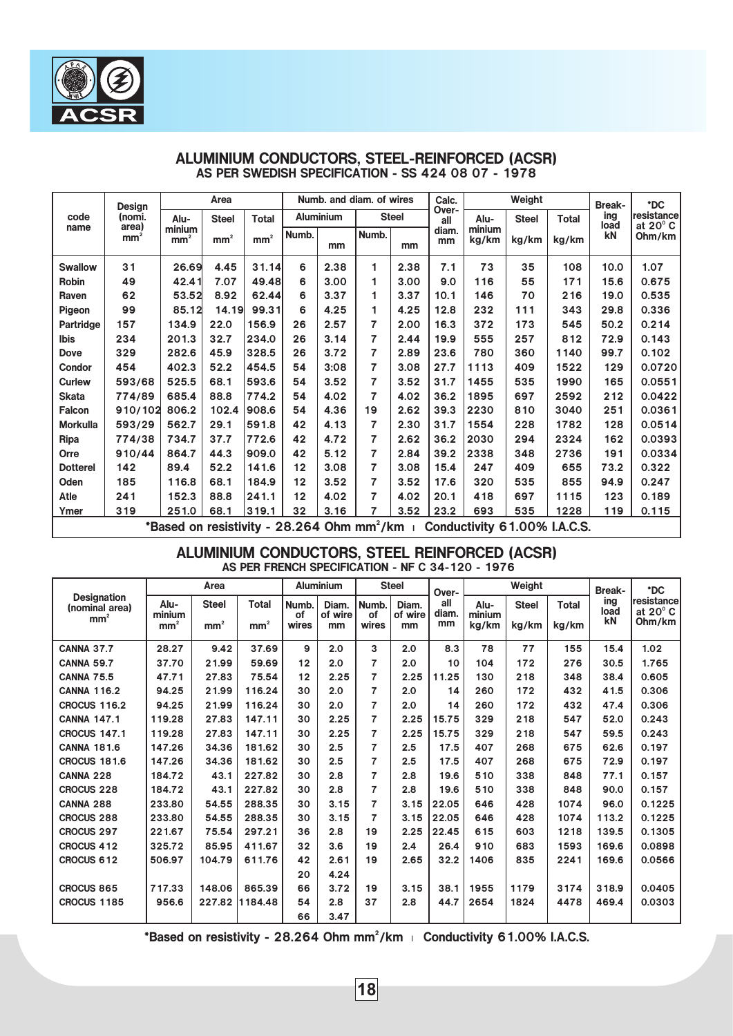## ALUMINIUM CONDUCTORS, STEEL-REINFORCED (ACSR)

### AS PER SWEDISH SPECIFICATION - SS 424 08 07 - 1978

| code name | Design (nomi. area) mm² | Area | | | Numb. and diam. of wires | | | | Calc. Over-all diam. mm | Weight | | | Break-ing load kN | *DC resistance at 20° C Ohm/km |
|---|---|---|---|---|---|---|---|---|---|---|---|---|---|---|
| | | Alu-minium mm² | Steel mm² | Total mm² | Aluminium | | Steel | | | Alu-minium kg/km | Steel kg/km | Total kg/km | | |
| | | | | | Numb. | mm | Numb. | mm | | | | | | |
| Swallow | 31 | 26.69 | 4.45 | 31.14 | 6 | 2.38 | 1 | 2.38 | 7.1 | 73 | 35 | 108 | 10.0 | 1.07 |
| Robin | 49 | 42.41 | 7.07 | 49.48 | 6 | 3.00 | 1 | 3.00 | 9.0 | 116 | 55 | 171 | 15.6 | 0.675 |
| Raven | 62 | 53.52 | 8.92 | 62.44 | 6 | 3.37 | 1 | 3.37 | 10.1 | 146 | 70 | 216 | 19.0 | 0.535 |
| Pigeon | 99 | 85.12 | 14.19 | 99.31 | 6 | 4.25 | 1 | 4.25 | 12.8 | 232 | 111 | 343 | 29.8 | 0.336 |
| Partridge | 157 | 134.9 | 22.0 | 156.9 | 26 | 2.57 | 7 | 2.00 | 16.3 | 372 | 173 | 545 | 50.2 | 0.214 |
| Ibis | 234 | 201.3 | 32.7 | 234.0 | 26 | 3.14 | 7 | 2.44 | 19.9 | 555 | 257 | 812 | 72.9 | 0.143 |
| Dove | 329 | 282.6 | 45.9 | 328.5 | 26 | 3.72 | 7 | 2.89 | 23.6 | 780 | 360 | 1140 | 99.7 | 0.102 |
| Condor | 454 | 402.3 | 52.2 | 454.5 | 54 | 3:08 | 7 | 3.08 | 27.7 | 1113 | 409 | 1522 | 129 | 0.0720 |
| Curlew | 593/68 | 525.5 | 68.1 | 593.6 | 54 | 3.52 | 7 | 3.52 | 31.7 | 1455 | 535 | 1990 | 165 | 0.0551 |
| Skata | 774/89 | 685.4 | 88.8 | 774.2 | 54 | 4.02 | 7 | 4.02 | 36.2 | 1895 | 697 | 2592 | 212 | 0.0422 |
| Falcon | 910/102 | 806.2 | 102.4 | 908.6 | 54 | 4.36 | 19 | 2.62 | 39.3 | 2230 | 810 | 3040 | 251 | 0.0361 |
| Morkulla | 593/29 | 562.7 | 29.1 | 591.8 | 42 | 4.13 | 7 | 2.30 | 31.7 | 1554 | 228 | 1782 | 128 | 0.0514 |
| Ripa | 774/38 | 734.7 | 37.7 | 772.6 | 42 | 4.72 | 7 | 2.62 | 36.2 | 2030 | 294 | 2324 | 162 | 0.0393 |
| Orre | 910/44 | 864.7 | 44.3 | 909.0 | 42 | 5.12 | 7 | 2.84 | 39.2 | 2338 | 348 | 2736 | 191 | 0.0334 |
| Dotterel | 142 | 89.4 | 52.2 | 141.6 | 12 | 3.08 | 7 | 3.08 | 15.4 | 247 | 409 | 655 | 73.2 | 0.322 |
| Oden | 185 | 116.8 | 68.1 | 184.9 | 12 | 3.52 | 7 | 3.52 | 17.6 | 320 | 535 | 855 | 94.9 | 0.247 |
| Atle | 241 | 152.3 | 88.8 | 241.1 | 12 | 4.02 | 7 | 4.02 | 20.1 | 418 | 697 | 1115 | 123 | 0.189 |
| Ymer | 319 | 251.0 | 68.1 | 319.1 | 32 | 3.16 | 7 | 3.52 | 23.2 | 693 | 535 | 1228 | 119 | 0.115 |

*Based on resistivity - 28.264 Ohm mm²/km | Conductivity 61.00% I.A.C.S.

## ALUMINIUM CONDUCTORS, STEEL REINFORCED (ACSR)

### AS PER FRENCH SPECIFICATION - NF C 34-120 - 1976

| Designation (nominal area) mm² | Area | | | Aluminium | | Steel | | Over-all diam. mm | Weight | | | Break-ing load kN | *DC resistance at 20° C Ohm/km |
|---|---|---|---|---|---|---|---|---|---|---|---|---|---|
| | Alu-minium mm² | Steel mm² | Total mm² | Numb. of wires | Diam. of wire mm | Numb. of wires | Diam. of wire mm | | Alu-minium kg/km | Steel kg/km | Total kg/km | | |
| CANNA 37.7 | 28.27 | 9.42 | 37.69 | 9 | 2.0 | 3 | 2.0 | 8.3 | 78 | 77 | 155 | 15.4 | 1.02 |
| CANNA 59.7 | 37.70 | 21.99 | 59.69 | 12 | 2.0 | 7 | 2.0 | 10 | 104 | 172 | 276 | 30.5 | 1.765 |
| CANNA 75.5 | 47.71 | 27.83 | 75.54 | 12 | 2.25 | 7 | 2.25 | 11.25 | 130 | 218 | 348 | 38.4 | 0.605 |
| CANNA 116.2 | 94.25 | 21.99 | 116.24 | 30 | 2.0 | 7 | 2.0 | 14 | 260 | 172 | 432 | 41.5 | 0.306 |
| CROCUS 116.2 | 94.25 | 21.99 | 116.24 | 30 | 2.0 | 7 | 2.0 | 14 | 260 | 172 | 432 | 47.4 | 0.306 |
| CANNA 147.1 | 119.28 | 27.83 | 147.11 | 30 | 2.25 | 7 | 2.25 | 15.75 | 329 | 218 | 547 | 52.0 | 0.243 |
| CROCUS 147.1 | 119.28 | 27.83 | 147.11 | 30 | 2.25 | 7 | 2.25 | 15.75 | 329 | 218 | 547 | 59.5 | 0.243 |
| CANNA 181.6 | 147.26 | 34.36 | 181.62 | 30 | 2.5 | 7 | 2.5 | 17.5 | 407 | 268 | 675 | 62.6 | 0.197 |
| CROCUS 181.6 | 147.26 | 34.36 | 181.62 | 30 | 2.5 | 7 | 2.5 | 17.5 | 407 | 268 | 675 | 72.9 | 0.197 |
| CANNA 228 | 184.72 | 43.1 | 227.82 | 30 | 2.8 | 7 | 2.8 | 19.6 | 510 | 338 | 848 | 77.1 | 0.157 |
| CROCUS 228 | 184.72 | 43.1 | 227.82 | 30 | 2.8 | 7 | 2.8 | 19.6 | 510 | 338 | 848 | 90.0 | 0.157 |
| CANNA 288 | 233.80 | 54.55 | 288.35 | 30 | 3.15 | 7 | 3.15 | 22.05 | 646 | 428 | 1074 | 96.0 | 0.1225 |
| CROCUS 288 | 233.80 | 54.55 | 288.35 | 30 | 3.15 | 7 | 3.15 | 22.05 | 646 | 428 | 1074 | 113.2 | 0.1225 |
| CROCUS 297 | 221.67 | 75.54 | 297.21 | 36 | 2.8 | 19 | 2.25 | 22.45 | 615 | 603 | 1218 | 139.5 | 0.1305 |
| CROCUS 412 | 325.72 | 85.95 | 411.67 | 32 | 3.6 | 19 | 2.4 | 26.4 | 910 | 683 | 1593 | 169.6 | 0.0898 |
| CROCUS 612 | 506.97 | 104.79 | 611.76 | 42 | 2.61 | 19 | 2.65 | 32.2 | 1406 | 835 | 2241 | 169.6 | 0.0566 |
| | | | | 20 | 4.24 | | | | | | | | |
| CROCUS 865 | 717.33 | 148.06 | 865.39 | 66 | 3.72 | 19 | 3.15 | 38.1 | 1955 | 1179 | 3174 | 318.9 | 0.0405 |
| CROCUS 1185 | 956.6 | 227.82 | 1184.48 | 54 | 2.8 | 37 | 2.8 | 44.7 | 2654 | 1824 | 4478 | 469.4 | 0.0303 |
| | | | | 66 | 3.47 | | | | | | | | |

*Based on resistivity - 28.264 Ohm mm²/km | Conductivity 61.00% I.A.C.S.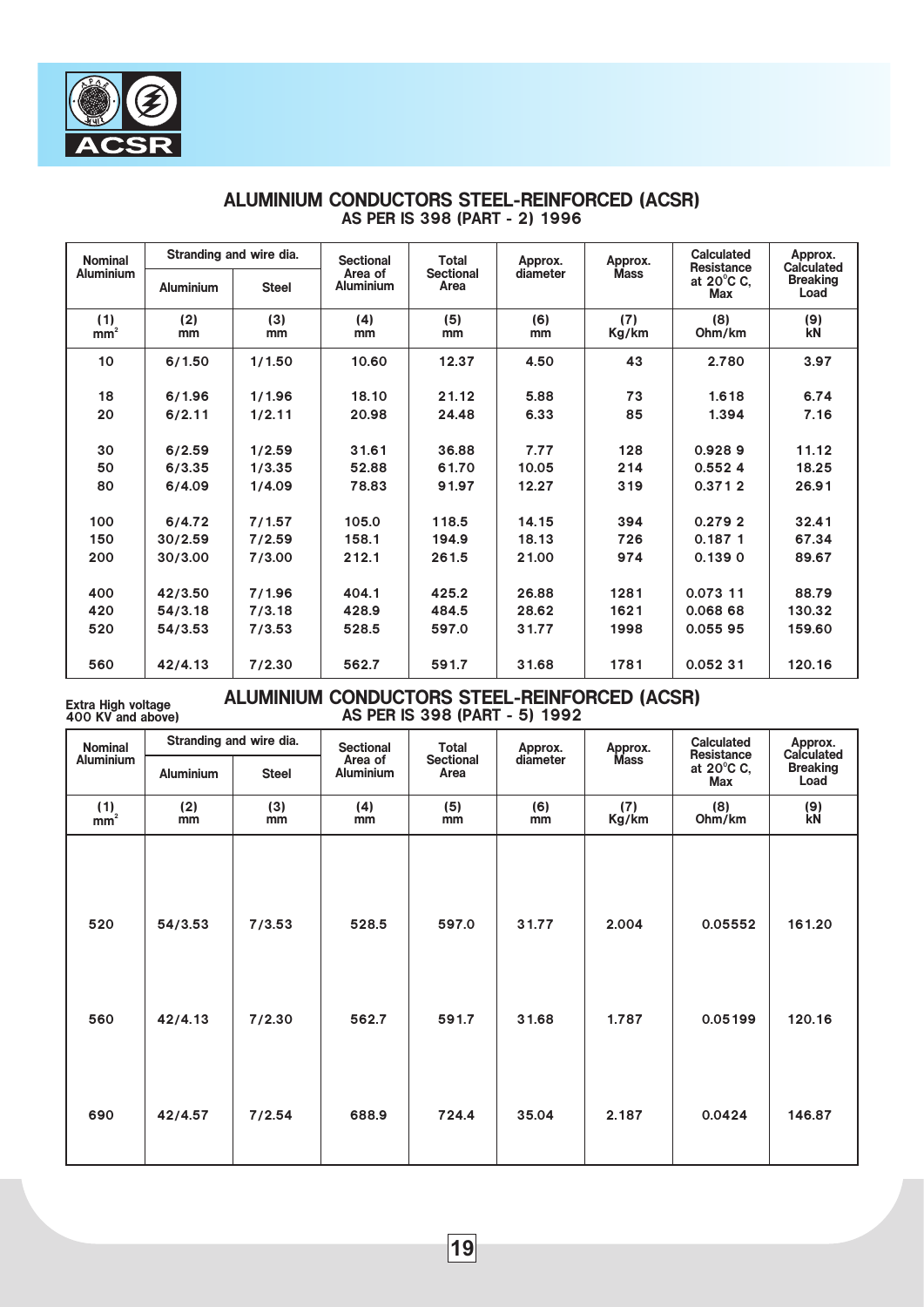## ALUMINIUM CONDUCTORS STEEL-REINFORCED (ACSR)

### AS PER IS 398 (PART - 2) 1996

| Nominal Aluminium | Stranding and wire dia. | | Sectional Area of Aluminium | Total Sectional Area | Approx. diameter | Approx. Mass | Calculated Resistance at 20°C C, Max | Approx. Calculated Breaking Load |
|---|---|---|---|---|---|---|---|---|
| | Aluminium | Steel | | | | | | |
| (1) $mm^2$ | (2) mm | (3) mm | (4) mm | (5) mm | (6) mm | (7) Kg/km | (8) Ohm/km | (9) kN |
| 10 | 6/1.50 | 1/1.50 | 10.60 | 12.37 | 4.50 | 43 | 2.780 | 3.97 |
| 18 | 6/1.96 | 1/1.96 | 18.10 | 21.12 | 5.88 | 73 | 1.618 | 6.74 |
| 20 | 6/2.11 | 1/2.11 | 20.98 | 24.48 | 6.33 | 85 | 1.394 | 7.16 |
| 30 | 6/2.59 | 1/2.59 | 31.61 | 36.88 | 7.77 | 128 | 0.928 9 | 11.12 |
| 50 | 6/3.35 | 1/3.35 | 52.88 | 61.70 | 10.05 | 214 | 0.552 4 | 18.25 |
| 80 | 6/4.09 | 1/4.09 | 78.83 | 91.97 | 12.27 | 319 | 0.371 2 | 26.91 |
| 100 | 6/4.72 | 7/1.57 | 105.0 | 118.5 | 14.15 | 394 | 0.279 2 | 32.41 |
| 150 | 30/2.59 | 7/2.59 | 158.1 | 194.9 | 18.13 | 726 | 0.187 1 | 67.34 |
| 200 | 30/3.00 | 7/3.00 | 212.1 | 261.5 | 21.00 | 974 | 0.139 0 | 89.67 |
| 400 | 42/3.50 | 7/1.96 | 404.1 | 425.2 | 26.88 | 1281 | 0.073 11 | 88.79 |
| 420 | 54/3.18 | 7/3.18 | 428.9 | 484.5 | 28.62 | 1621 | 0.068 68 | 130.32 |
| 520 | 54/3.53 | 7/3.53 | 528.5 | 597.0 | 31.77 | 1998 | 0.055 95 | 159.60 |
| 560 | 42/4.13 | 7/2.30 | 562.7 | 591.7 | 31.68 | 1781 | 0.052 31 | 120.16 |

**Extra High voltage 400 KV and above)**

## ALUMINIUM CONDUCTORS STEEL-REINFORCED (ACSR)

### AS PER IS 398 (PART - 5) 1992

| Nominal Aluminium | Stranding and wire dia. | | Sectional Area of Aluminium | Total Sectional Area | Approx. diameter | Approx. Mass | Calculated Resistance at 20°C C, Max | Approx. Calculated Breaking Load |
|---|---|---|---|---|---|---|---|---|
| | Aluminium | Steel | | | | | | |
| (1) $mm^2$ | (2) mm | (3) mm | (4) mm | (5) mm | (6) mm | (7) Kg/km | (8) Ohm/km | (9) kN |
| 520 | 54/3.53 | 7/3.53 | 528.5 | 597.0 | 31.77 | 2.004 | 0.05552 | 161.20 |
| 560 | 42/4.13 | 7/2.30 | 562.7 | 591.7 | 31.68 | 1.787 | 0.05199 | 120.16 |
| 690 | 42/4.57 | 7/2.54 | 688.9 | 724.4 | 35.04 | 2.187 | 0.0424 | 146.87 |